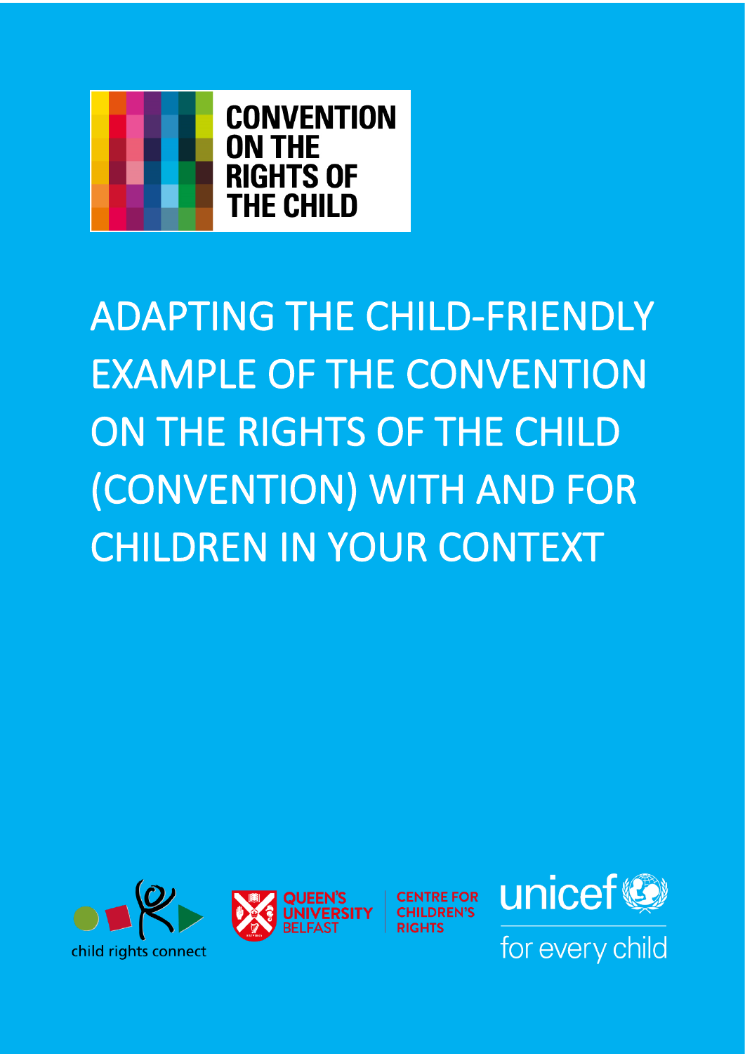CONVENTION ON THE RIGHTS OF THE CHILD

# ADAPTING THE CHILD-FRIENDLY EXAMPLE OF THE CONVENTION ON THE RIGHTS OF THE CHILD (CONVENTION) WITH AND FOR CHILDREN IN YOUR CONTEXT

child rights connect

QUEEN'S UNIVERSITY BELFAST

CENTRE FOR CHILDREN'S RIGHTS

unicef

for every child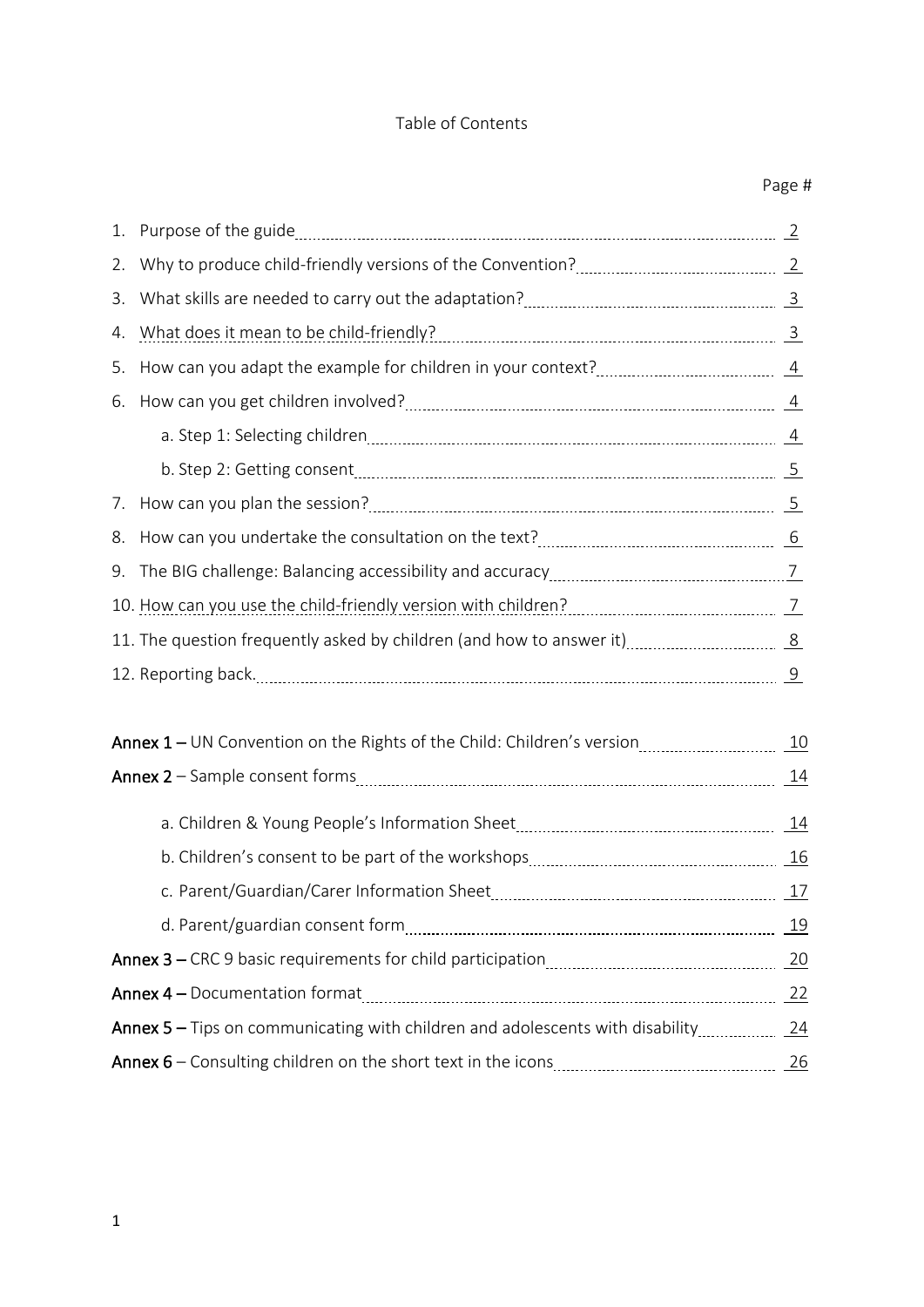Table of Contents

| | Page # |
|---|---|
| 1. Purpose of the guide | 2 |
| 2. Why to produce child-friendly versions of the Convention? | 2 |
| 3. What skills are needed to carry out the adaptation? | 3 |
| 4. What does it mean to be child-friendly? | 3 |
| 5. How can you adapt the example for children in your context? | 4 |
| 6. How can you get children involved? | 4 |
| a. Step 1: Selecting children | 4 |
| b. Step 2: Getting consent | 5 |
| 7. How can you plan the session? | 5 |
| 8. How can you undertake the consultation on the text? | 6 |
| 9. The BIG challenge: Balancing accessibility and accuracy | 7 |
| 10. How can you use the child-friendly version with children? | 7 |
| 11. The question frequently asked by children (and how to answer it) | 8 |
| 12. Reporting back. | 9 |
| **Annex 1 –** UN Convention on the Rights of the Child: Children's version | 10 |
| **Annex 2** – Sample consent forms | 14 |
| a. Children & Young People's Information Sheet | 14 |
| b. Children's consent to be part of the workshops | 16 |
| c. Parent/Guardian/Carer Information Sheet | 17 |
| d. Parent/guardian consent form | 19 |
| **Annex 3 –** CRC 9 basic requirements for child participation | 20 |
| **Annex 4 –** Documentation format | 22 |
| **Annex 5 –** Tips on communicating with children and adolescents with disability | 24 |
| **Annex 6** – Consulting children on the short text in the icons | 26 |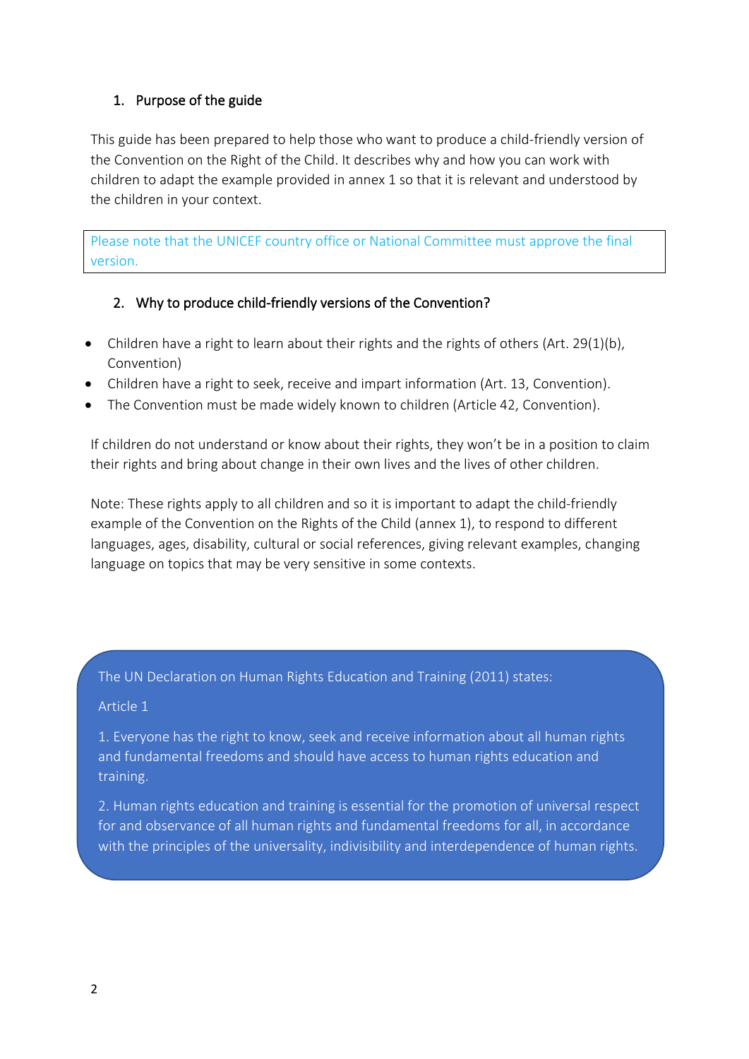## 1. Purpose of the guide

This guide has been prepared to help those who want to produce a child-friendly version of the Convention on the Right of the Child. It describes why and how you can work with children to adapt the example provided in annex 1 so that it is relevant and understood by the children in your context.

> Please note that the UNICEF country office or National Committee must approve the final version.

## 2. Why to produce child-friendly versions of the Convention?

- Children have a right to learn about their rights and the rights of others (Art. 29(1)(b), Convention)
- Children have a right to seek, receive and impart information (Art. 13, Convention).
- The Convention must be made widely known to children (Article 42, Convention).

If children do not understand or know about their rights, they won't be in a position to claim their rights and bring about change in their own lives and the lives of other children.

Note: These rights apply to all children and so it is important to adapt the child-friendly example of the Convention on the Rights of the Child (annex 1), to respond to different languages, ages, disability, cultural or social references, giving relevant examples, changing language on topics that may be very sensitive in some contexts.

> The UN Declaration on Human Rights Education and Training (2011) states:
>
> Article 1
>
> 1. Everyone has the right to know, seek and receive information about all human rights and fundamental freedoms and should have access to human rights education and training.
>
> 2. Human rights education and training is essential for the promotion of universal respect for and observance of all human rights and fundamental freedoms for all, in accordance with the principles of the universality, indivisibility and interdependence of human rights.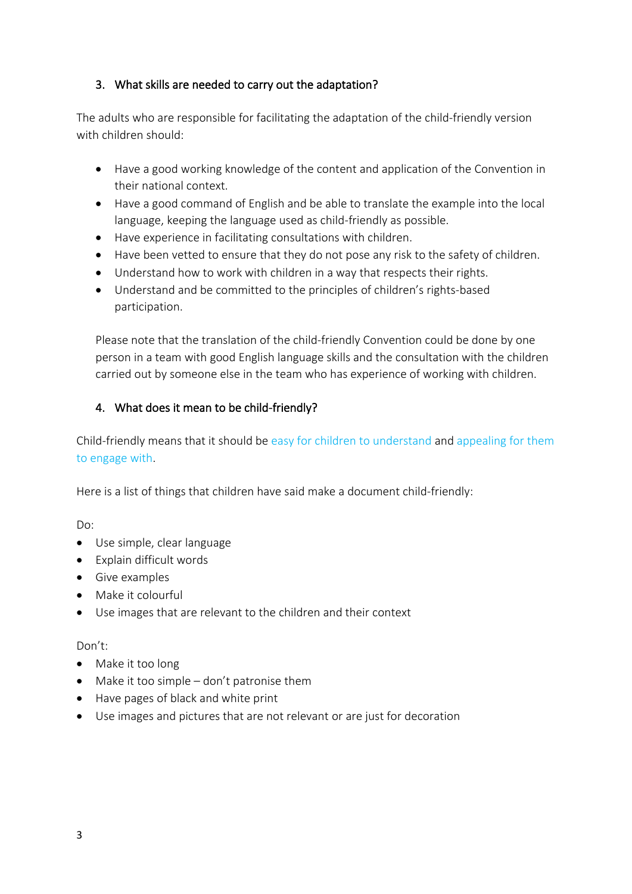## 3. What skills are needed to carry out the adaptation?

The adults who are responsible for facilitating the adaptation of the child-friendly version with children should:

- Have a good working knowledge of the content and application of the Convention in their national context.
- Have a good command of English and be able to translate the example into the local language, keeping the language used as child-friendly as possible.
- Have experience in facilitating consultations with children.
- Have been vetted to ensure that they do not pose any risk to the safety of children.
- Understand how to work with children in a way that respects their rights.
- Understand and be committed to the principles of children's rights-based participation.

Please note that the translation of the child-friendly Convention could be done by one person in a team with good English language skills and the consultation with the children carried out by someone else in the team who has experience of working with children.

## 4. What does it mean to be child-friendly?

Child-friendly means that it should be easy for children to understand and appealing for them to engage with.

Here is a list of things that children have said make a document child-friendly:

Do:

- Use simple, clear language
- Explain difficult words
- Give examples
- Make it colourful
- Use images that are relevant to the children and their context

Don't:

- Make it too long
- Make it too simple – don't patronise them
- Have pages of black and white print
- Use images and pictures that are not relevant or are just for decoration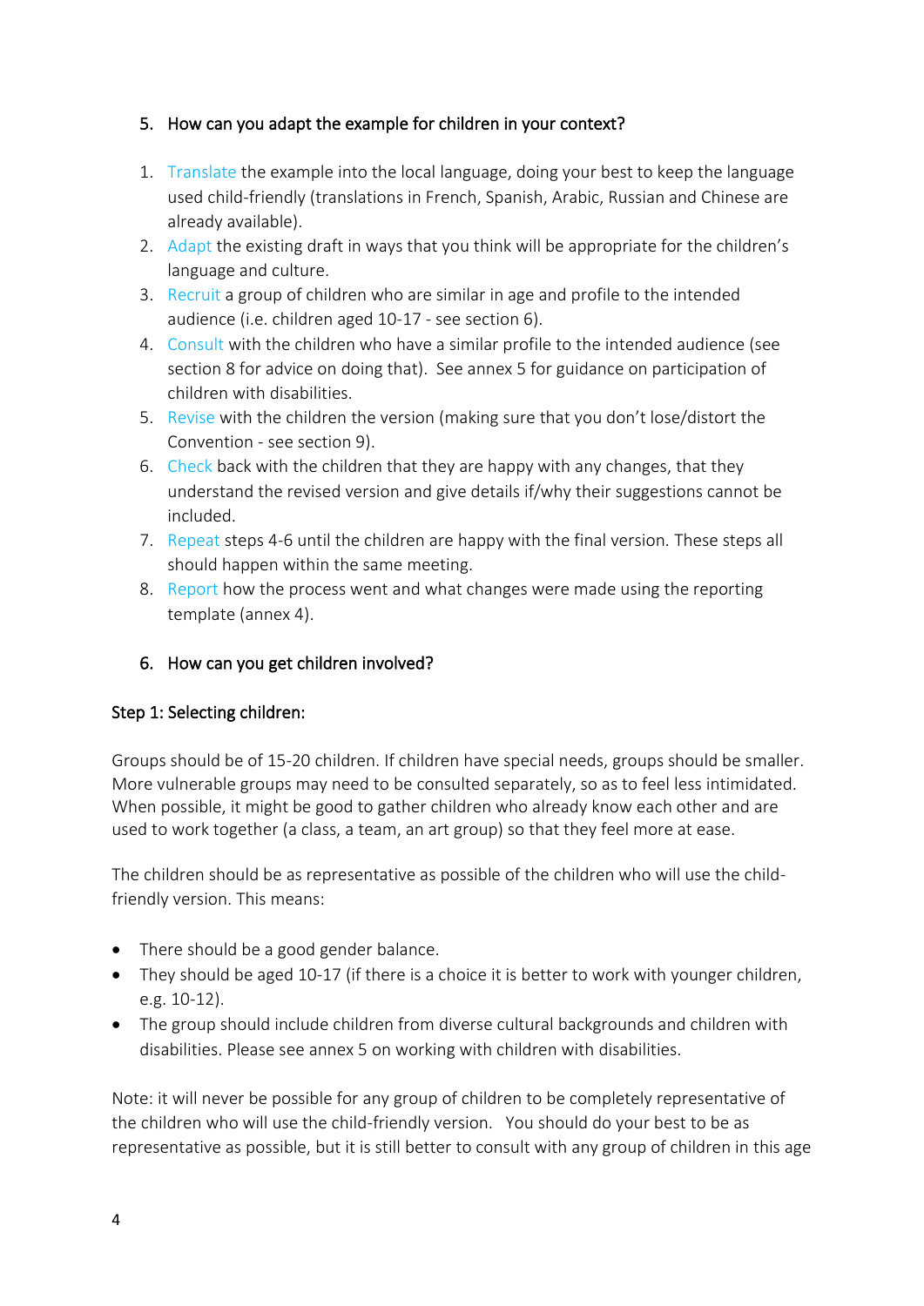## 5. How can you adapt the example for children in your context?

1. Translate the example into the local language, doing your best to keep the language used child-friendly (translations in French, Spanish, Arabic, Russian and Chinese are already available).
2. Adapt the existing draft in ways that you think will be appropriate for the children's language and culture.
3. Recruit a group of children who are similar in age and profile to the intended audience (i.e. children aged 10-17 - see section 6).
4. Consult with the children who have a similar profile to the intended audience (see section 8 for advice on doing that). See annex 5 for guidance on participation of children with disabilities.
5. Revise with the children the version (making sure that you don't lose/distort the Convention - see section 9).
6. Check back with the children that they are happy with any changes, that they understand the revised version and give details if/why their suggestions cannot be included.
7. Repeat steps 4-6 until the children are happy with the final version. These steps all should happen within the same meeting.
8. Report how the process went and what changes were made using the reporting template (annex 4).

## 6. How can you get children involved?

### Step 1: Selecting children:

Groups should be of 15-20 children. If children have special needs, groups should be smaller. More vulnerable groups may need to be consulted separately, so as to feel less intimidated. When possible, it might be good to gather children who already know each other and are used to work together (a class, a team, an art group) so that they feel more at ease.

The children should be as representative as possible of the children who will use the child-friendly version. This means:

- There should be a good gender balance.
- They should be aged 10-17 (if there is a choice it is better to work with younger children, e.g. 10-12).
- The group should include children from diverse cultural backgrounds and children with disabilities. Please see annex 5 on working with children with disabilities.

Note: it will never be possible for any group of children to be completely representative of the children who will use the child-friendly version. You should do your best to be as representative as possible, but it is still better to consult with any group of children in this age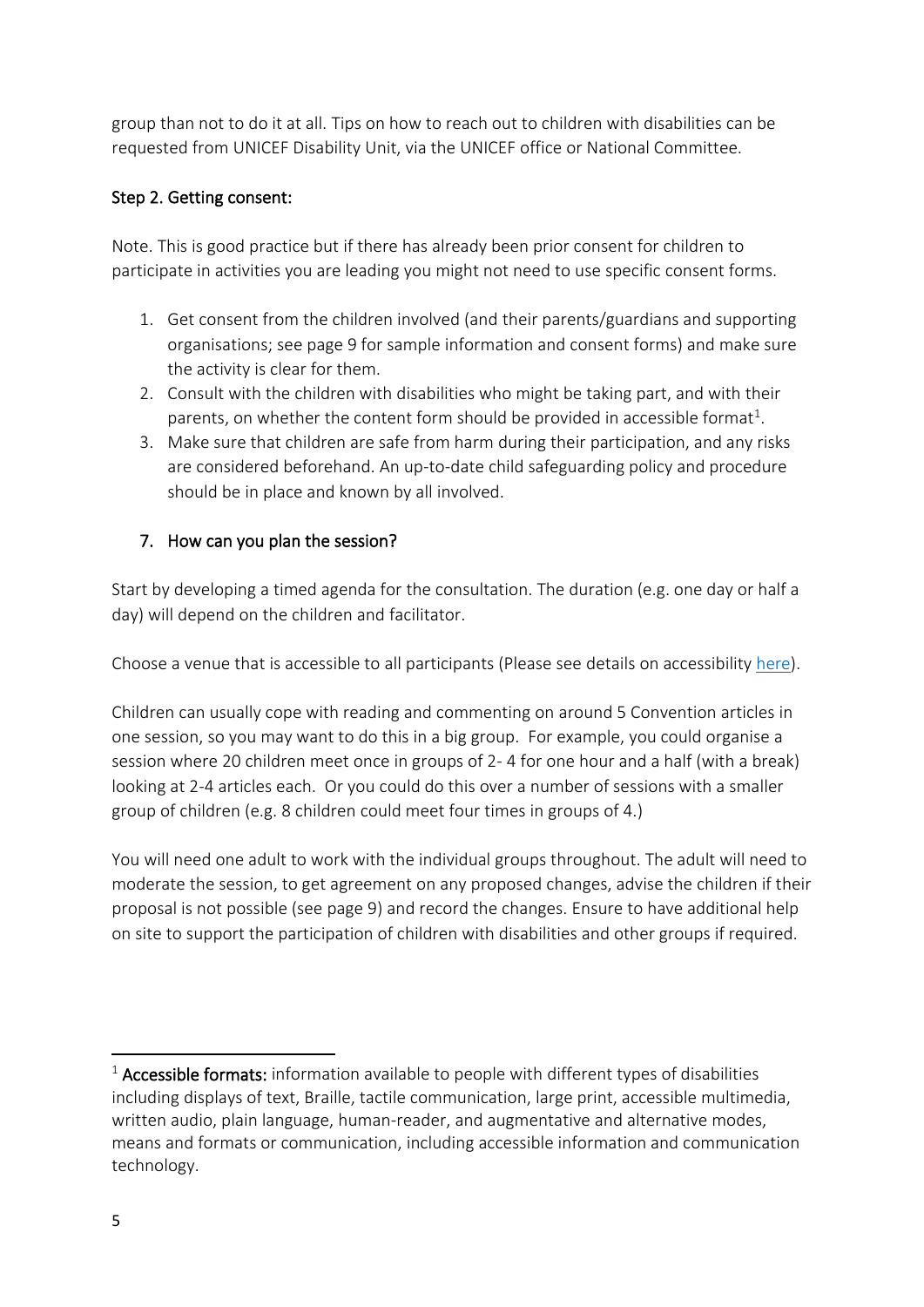group than not to do it at all. Tips on how to reach out to children with disabilities can be requested from UNICEF Disability Unit, via the UNICEF office or National Committee.

### Step 2. Getting consent:

Note. This is good practice but if there has already been prior consent for children to participate in activities you are leading you might not need to use specific consent forms.

1. Get consent from the children involved (and their parents/guardians and supporting organisations; see page 9 for sample information and consent forms) and make sure the activity is clear for them.
2. Consult with the children with disabilities who might be taking part, and with their parents, on whether the content form should be provided in accessible format[1].
3. Make sure that children are safe from harm during their participation, and any risks are considered beforehand. An up-to-date child safeguarding policy and procedure should be in place and known by all involved.

## 7. How can you plan the session?

Start by developing a timed agenda for the consultation. The duration (e.g. one day or half a day) will depend on the children and facilitator.

Choose a venue that is accessible to all participants (Please see details on accessibility [here]).

Children can usually cope with reading and commenting on around 5 Convention articles in one session, so you may want to do this in a big group. For example, you could organise a session where 20 children meet once in groups of 2- 4 for one hour and a half (with a break) looking at 2-4 articles each. Or you could do this over a number of sessions with a smaller group of children (e.g. 8 children could meet four times in groups of 4.)

You will need one adult to work with the individual groups throughout. The adult will need to moderate the session, to get agreement on any proposed changes, advise the children if their proposal is not possible (see page 9) and record the changes. Ensure to have additional help on site to support the participation of children with disabilities and other groups if required.

---

[1] **Accessible formats:** information available to people with different types of disabilities including displays of text, Braille, tactile communication, large print, accessible multimedia, written audio, plain language, human-reader, and augmentative and alternative modes, means and formats or communication, including accessible information and communication technology.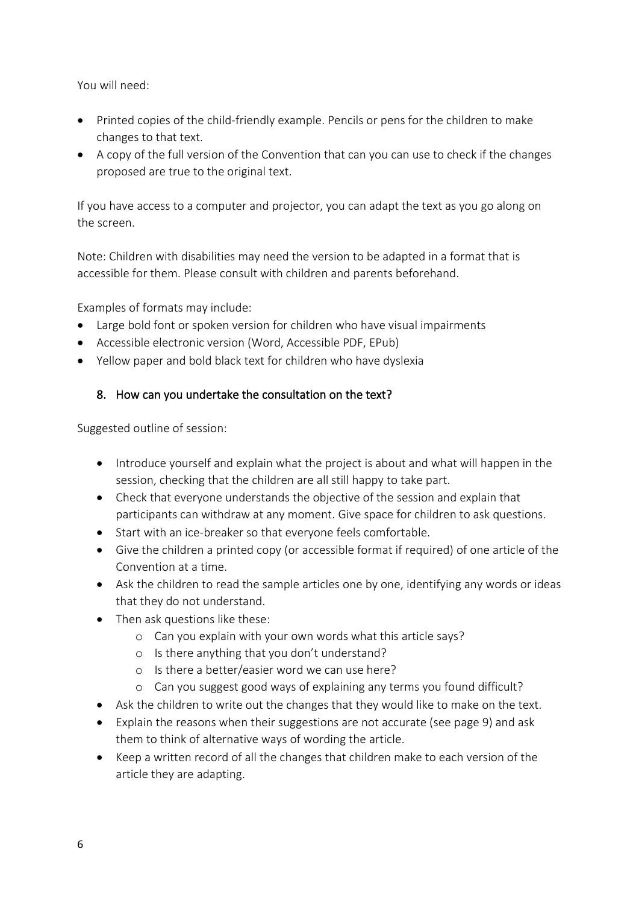You will need:

- Printed copies of the child-friendly example. Pencils or pens for the children to make changes to that text.
- A copy of the full version of the Convention that can you can use to check if the changes proposed are true to the original text.

If you have access to a computer and projector, you can adapt the text as you go along on the screen.

Note: Children with disabilities may need the version to be adapted in a format that is accessible for them. Please consult with children and parents beforehand.

Examples of formats may include:

- Large bold font or spoken version for children who have visual impairments
- Accessible electronic version (Word, Accessible PDF, EPub)
- Yellow paper and bold black text for children who have dyslexia

## 8. How can you undertake the consultation on the text?

Suggested outline of session:

- Introduce yourself and explain what the project is about and what will happen in the session, checking that the children are all still happy to take part.
- Check that everyone understands the objective of the session and explain that participants can withdraw at any moment. Give space for children to ask questions.
- Start with an ice-breaker so that everyone feels comfortable.
- Give the children a printed copy (or accessible format if required) of one article of the Convention at a time.
- Ask the children to read the sample articles one by one, identifying any words or ideas that they do not understand.
- Then ask questions like these:
  - Can you explain with your own words what this article says?
  - Is there anything that you don't understand?
  - Is there a better/easier word we can use here?
  - Can you suggest good ways of explaining any terms you found difficult?
- Ask the children to write out the changes that they would like to make on the text.
- Explain the reasons when their suggestions are not accurate (see page 9) and ask them to think of alternative ways of wording the article.
- Keep a written record of all the changes that children make to each version of the article they are adapting.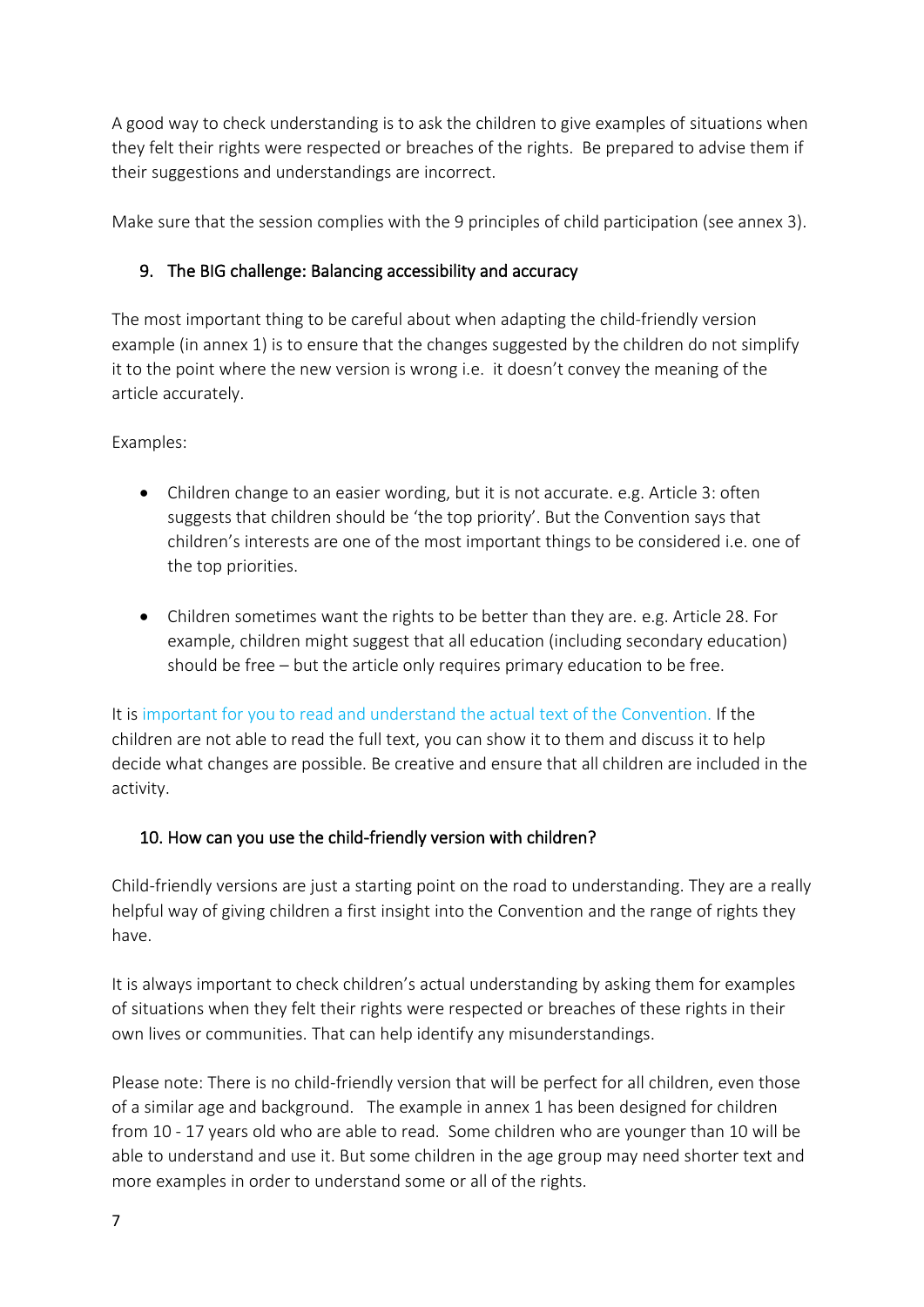A good way to check understanding is to ask the children to give examples of situations when they felt their rights were respected or breaches of the rights. Be prepared to advise them if their suggestions and understandings are incorrect.

Make sure that the session complies with the 9 principles of child participation (see annex 3).

## 9. The BIG challenge: Balancing accessibility and accuracy

The most important thing to be careful about when adapting the child-friendly version example (in annex 1) is to ensure that the changes suggested by the children do not simplify it to the point where the new version is wrong i.e. it doesn't convey the meaning of the article accurately.

Examples:

- Children change to an easier wording, but it is not accurate. e.g. Article 3: often suggests that children should be 'the top priority'. But the Convention says that children's interests are one of the most important things to be considered i.e. one of the top priorities.

- Children sometimes want the rights to be better than they are. e.g. Article 28. For example, children might suggest that all education (including secondary education) should be free – but the article only requires primary education to be free.

It is important for you to read and understand the actual text of the Convention. If the children are not able to read the full text, you can show it to them and discuss it to help decide what changes are possible. Be creative and ensure that all children are included in the activity.

## 10. How can you use the child-friendly version with children?

Child-friendly versions are just a starting point on the road to understanding. They are a really helpful way of giving children a first insight into the Convention and the range of rights they have.

It is always important to check children's actual understanding by asking them for examples of situations when they felt their rights were respected or breaches of these rights in their own lives or communities. That can help identify any misunderstandings.

Please note: There is no child-friendly version that will be perfect for all children, even those of a similar age and background. The example in annex 1 has been designed for children from 10 - 17 years old who are able to read. Some children who are younger than 10 will be able to understand and use it. But some children in the age group may need shorter text and more examples in order to understand some or all of the rights.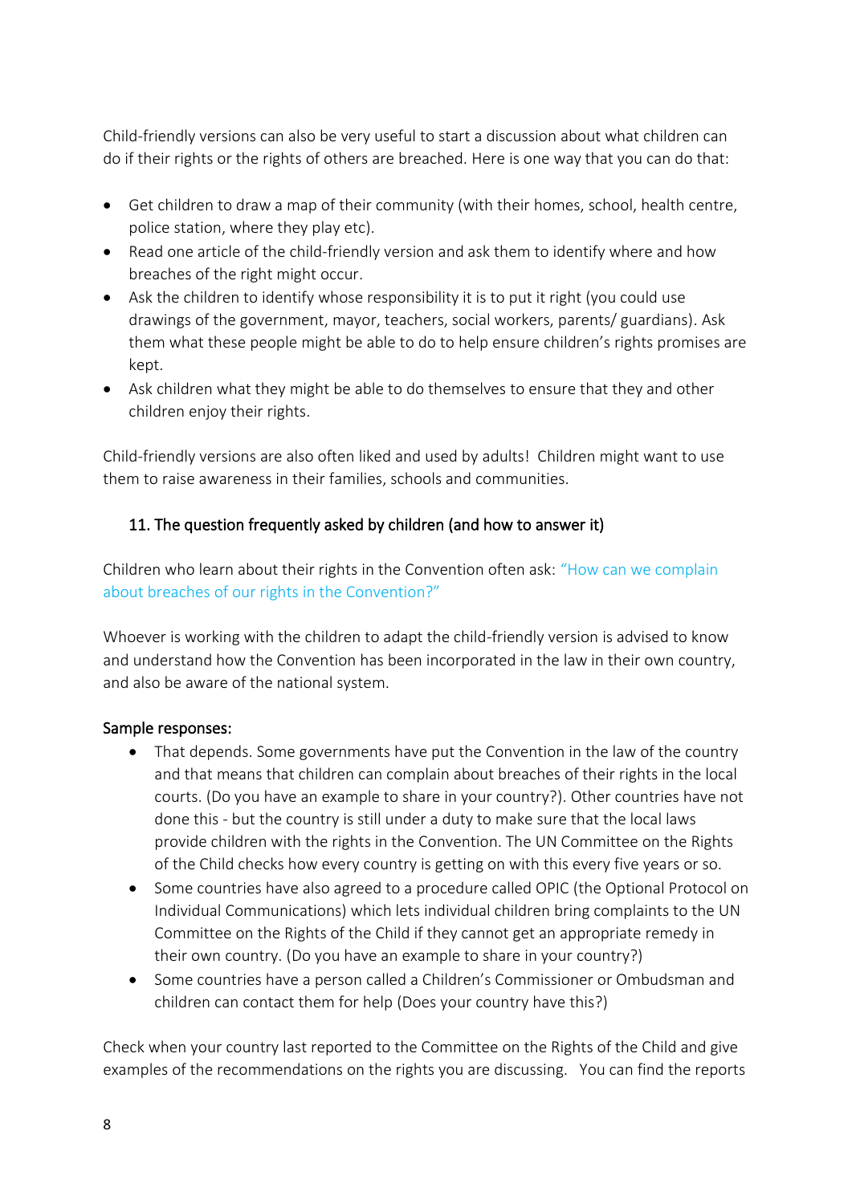Child-friendly versions can also be very useful to start a discussion about what children can do if their rights or the rights of others are breached. Here is one way that you can do that:

- Get children to draw a map of their community (with their homes, school, health centre, police station, where they play etc).
- Read one article of the child-friendly version and ask them to identify where and how breaches of the right might occur.
- Ask the children to identify whose responsibility it is to put it right (you could use drawings of the government, mayor, teachers, social workers, parents/ guardians). Ask them what these people might be able to do to help ensure children's rights promises are kept.
- Ask children what they might be able to do themselves to ensure that they and other children enjoy their rights.

Child-friendly versions are also often liked and used by adults! Children might want to use them to raise awareness in their families, schools and communities.

## 11. The question frequently asked by children (and how to answer it)

Children who learn about their rights in the Convention often ask: "How can we complain about breaches of our rights in the Convention?"

Whoever is working with the children to adapt the child-friendly version is advised to know and understand how the Convention has been incorporated in the law in their own country, and also be aware of the national system.

**Sample responses:**

- That depends. Some governments have put the Convention in the law of the country and that means that children can complain about breaches of their rights in the local courts. (Do you have an example to share in your country?). Other countries have not done this - but the country is still under a duty to make sure that the local laws provide children with the rights in the Convention. The UN Committee on the Rights of the Child checks how every country is getting on with this every five years or so.
- Some countries have also agreed to a procedure called OPIC (the Optional Protocol on Individual Communications) which lets individual children bring complaints to the UN Committee on the Rights of the Child if they cannot get an appropriate remedy in their own country. (Do you have an example to share in your country?)
- Some countries have a person called a Children's Commissioner or Ombudsman and children can contact them for help (Does your country have this?)

Check when your country last reported to the Committee on the Rights of the Child and give examples of the recommendations on the rights you are discussing. You can find the reports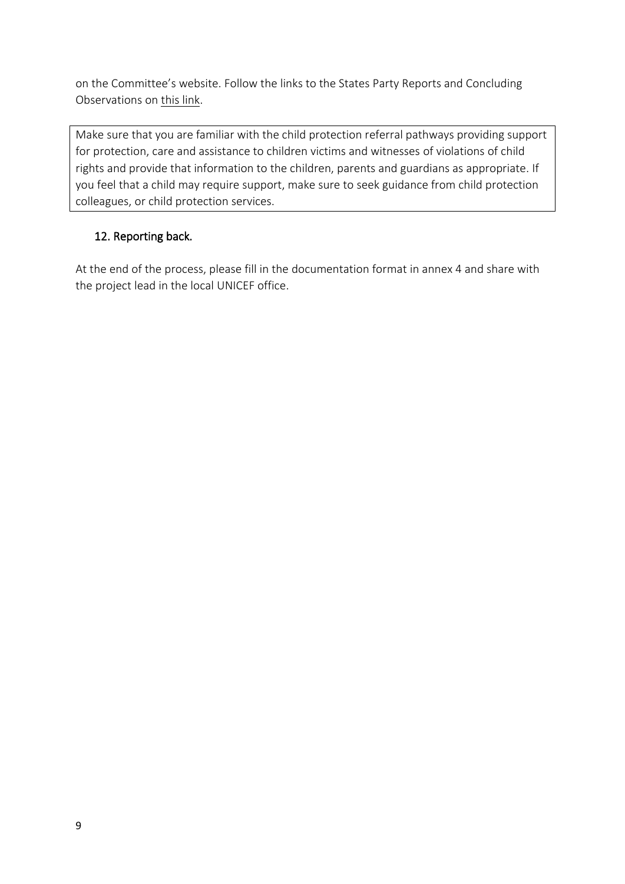on the Committee's website. Follow the links to the States Party Reports and Concluding Observations on this link.

> Make sure that you are familiar with the child protection referral pathways providing support for protection, care and assistance to children victims and witnesses of violations of child rights and provide that information to the children, parents and guardians as appropriate. If you feel that a child may require support, make sure to seek guidance from child protection colleagues, or child protection services.

## 12. Reporting back.

At the end of the process, please fill in the documentation format in annex 4 and share with the project lead in the local UNICEF office.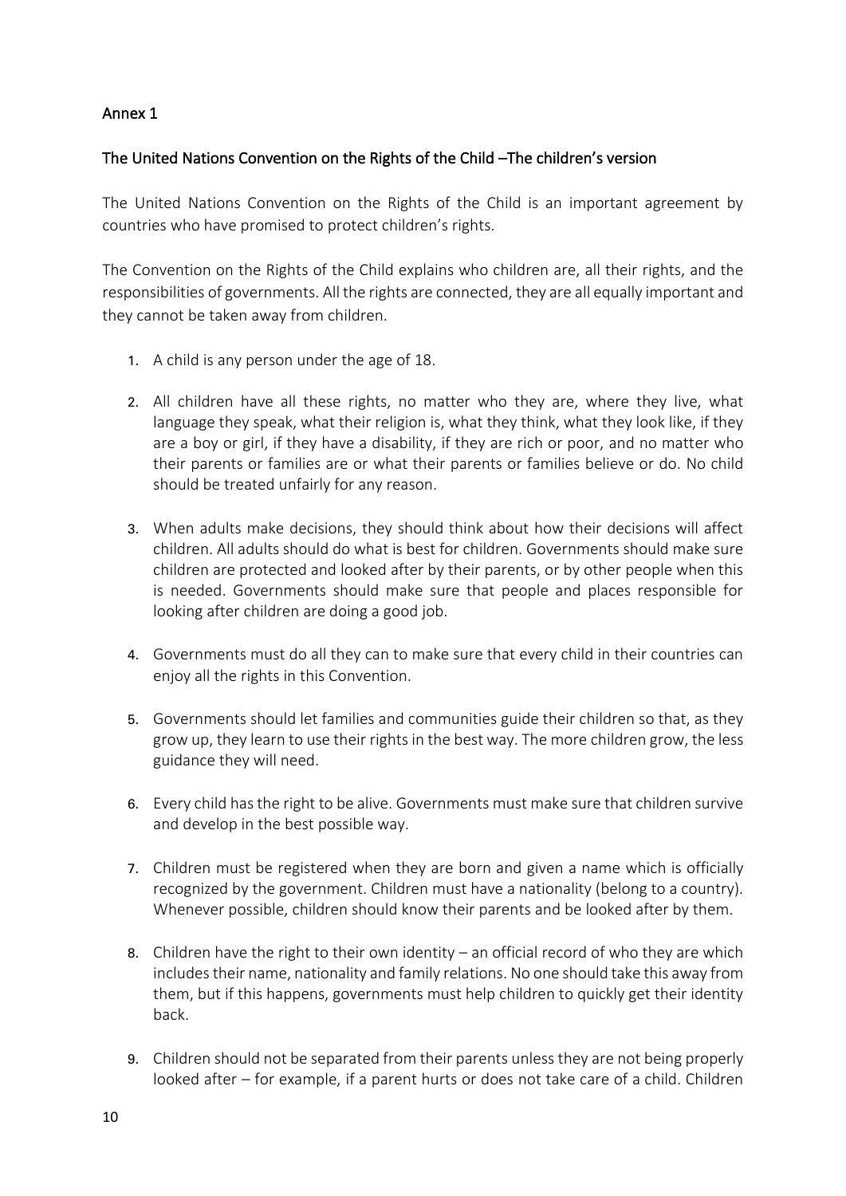## Annex 1

## The United Nations Convention on the Rights of the Child –The children's version

The United Nations Convention on the Rights of the Child is an important agreement by countries who have promised to protect children's rights.

The Convention on the Rights of the Child explains who children are, all their rights, and the responsibilities of governments. All the rights are connected, they are all equally important and they cannot be taken away from children.

1. A child is any person under the age of 18.

2. All children have all these rights, no matter who they are, where they live, what language they speak, what their religion is, what they think, what they look like, if they are a boy or girl, if they have a disability, if they are rich or poor, and no matter who their parents or families are or what their parents or families believe or do. No child should be treated unfairly for any reason.

3. When adults make decisions, they should think about how their decisions will affect children. All adults should do what is best for children. Governments should make sure children are protected and looked after by their parents, or by other people when this is needed. Governments should make sure that people and places responsible for looking after children are doing a good job.

4. Governments must do all they can to make sure that every child in their countries can enjoy all the rights in this Convention.

5. Governments should let families and communities guide their children so that, as they grow up, they learn to use their rights in the best way. The more children grow, the less guidance they will need.

6. Every child has the right to be alive. Governments must make sure that children survive and develop in the best possible way.

7. Children must be registered when they are born and given a name which is officially recognized by the government. Children must have a nationality (belong to a country). Whenever possible, children should know their parents and be looked after by them.

8. Children have the right to their own identity – an official record of who they are which includes their name, nationality and family relations. No one should take this away from them, but if this happens, governments must help children to quickly get their identity back.

9. Children should not be separated from their parents unless they are not being properly looked after – for example, if a parent hurts or does not take care of a child. Children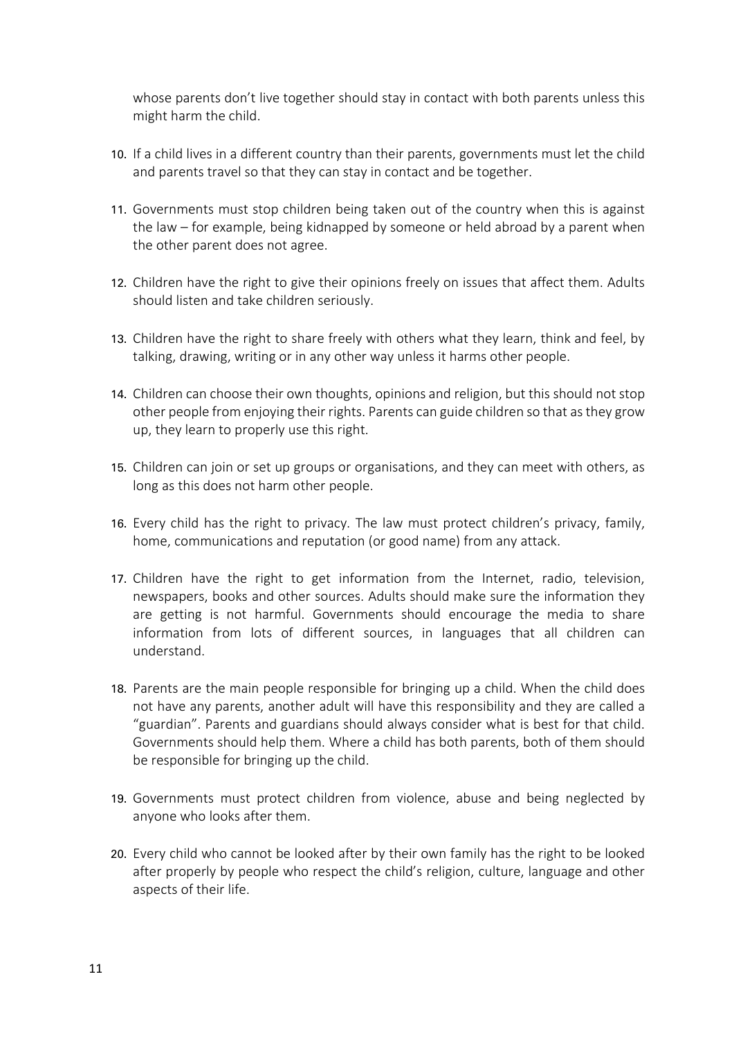whose parents don't live together should stay in contact with both parents unless this might harm the child.

10. If a child lives in a different country than their parents, governments must let the child and parents travel so that they can stay in contact and be together.

11. Governments must stop children being taken out of the country when this is against the law – for example, being kidnapped by someone or held abroad by a parent when the other parent does not agree.

12. Children have the right to give their opinions freely on issues that affect them. Adults should listen and take children seriously.

13. Children have the right to share freely with others what they learn, think and feel, by talking, drawing, writing or in any other way unless it harms other people.

14. Children can choose their own thoughts, opinions and religion, but this should not stop other people from enjoying their rights. Parents can guide children so that as they grow up, they learn to properly use this right.

15. Children can join or set up groups or organisations, and they can meet with others, as long as this does not harm other people.

16. Every child has the right to privacy. The law must protect children's privacy, family, home, communications and reputation (or good name) from any attack.

17. Children have the right to get information from the Internet, radio, television, newspapers, books and other sources. Adults should make sure the information they are getting is not harmful. Governments should encourage the media to share information from lots of different sources, in languages that all children can understand.

18. Parents are the main people responsible for bringing up a child. When the child does not have any parents, another adult will have this responsibility and they are called a "guardian". Parents and guardians should always consider what is best for that child. Governments should help them. Where a child has both parents, both of them should be responsible for bringing up the child.

19. Governments must protect children from violence, abuse and being neglected by anyone who looks after them.

20. Every child who cannot be looked after by their own family has the right to be looked after properly by people who respect the child's religion, culture, language and other aspects of their life.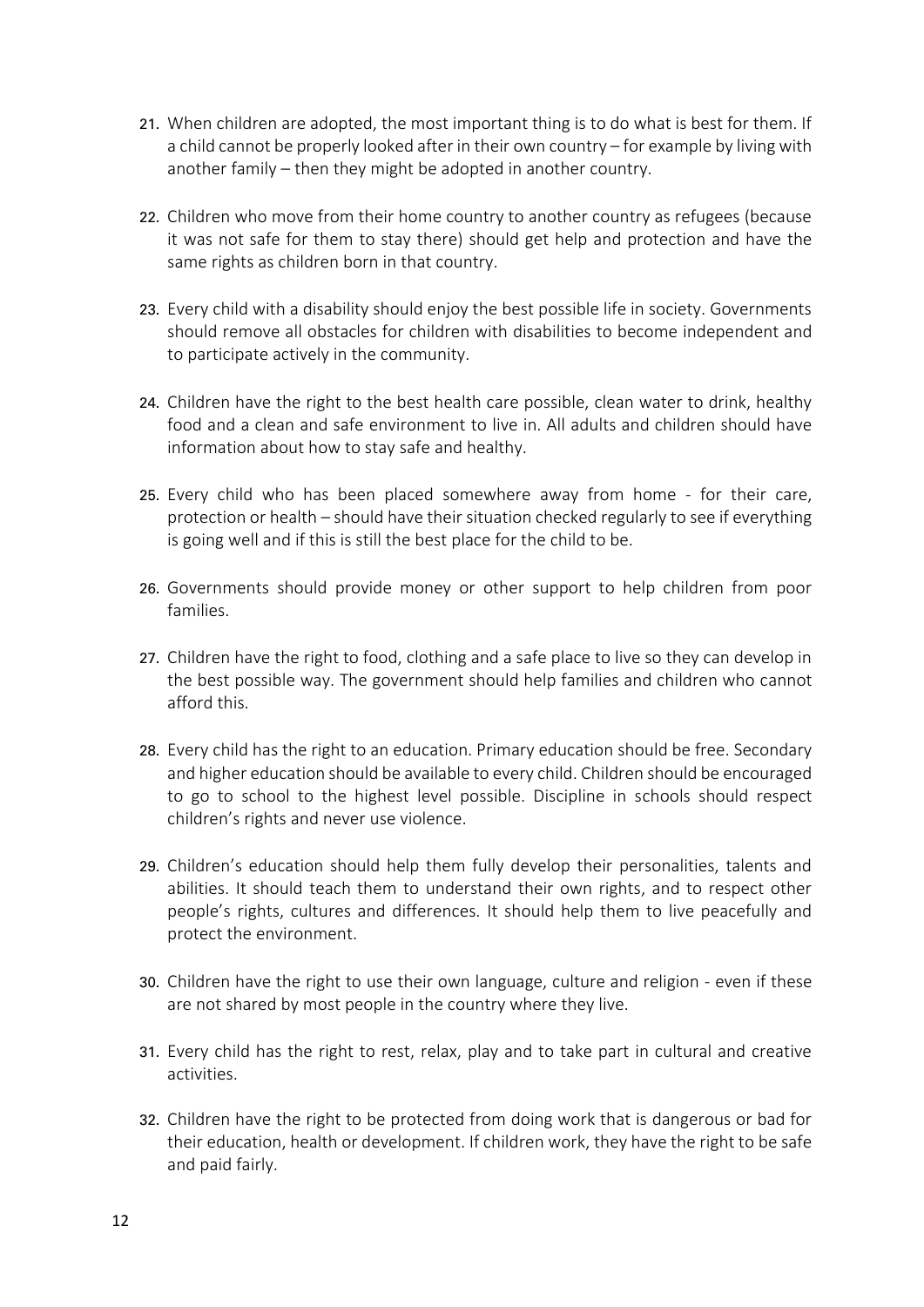21. When children are adopted, the most important thing is to do what is best for them. If a child cannot be properly looked after in their own country – for example by living with another family – then they might be adopted in another country.

22. Children who move from their home country to another country as refugees (because it was not safe for them to stay there) should get help and protection and have the same rights as children born in that country.

23. Every child with a disability should enjoy the best possible life in society. Governments should remove all obstacles for children with disabilities to become independent and to participate actively in the community.

24. Children have the right to the best health care possible, clean water to drink, healthy food and a clean and safe environment to live in. All adults and children should have information about how to stay safe and healthy.

25. Every child who has been placed somewhere away from home - for their care, protection or health – should have their situation checked regularly to see if everything is going well and if this is still the best place for the child to be.

26. Governments should provide money or other support to help children from poor families.

27. Children have the right to food, clothing and a safe place to live so they can develop in the best possible way. The government should help families and children who cannot afford this.

28. Every child has the right to an education. Primary education should be free. Secondary and higher education should be available to every child. Children should be encouraged to go to school to the highest level possible. Discipline in schools should respect children's rights and never use violence.

29. Children's education should help them fully develop their personalities, talents and abilities. It should teach them to understand their own rights, and to respect other people's rights, cultures and differences. It should help them to live peacefully and protect the environment.

30. Children have the right to use their own language, culture and religion - even if these are not shared by most people in the country where they live.

31. Every child has the right to rest, relax, play and to take part in cultural and creative activities.

32. Children have the right to be protected from doing work that is dangerous or bad for their education, health or development. If children work, they have the right to be safe and paid fairly.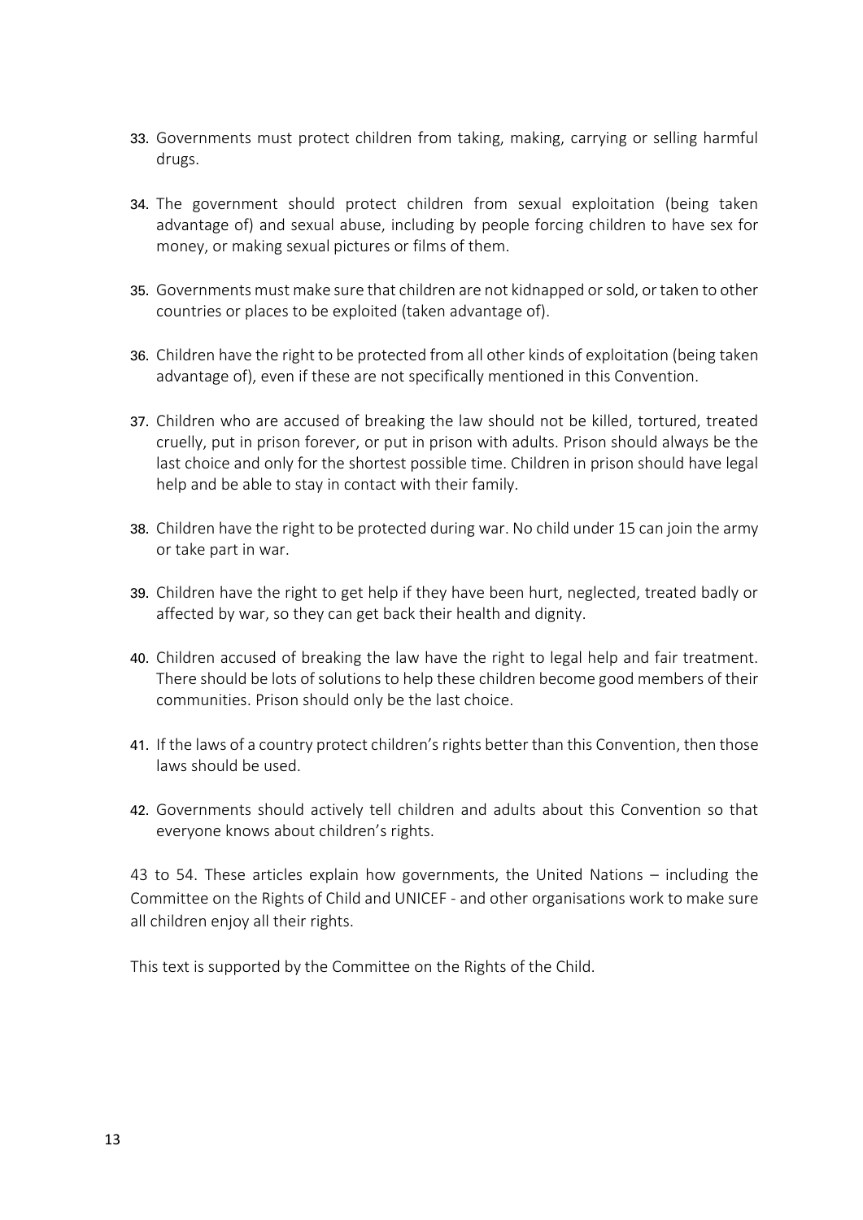33. Governments must protect children from taking, making, carrying or selling harmful drugs.

34. The government should protect children from sexual exploitation (being taken advantage of) and sexual abuse, including by people forcing children to have sex for money, or making sexual pictures or films of them.

35. Governments must make sure that children are not kidnapped or sold, or taken to other countries or places to be exploited (taken advantage of).

36. Children have the right to be protected from all other kinds of exploitation (being taken advantage of), even if these are not specifically mentioned in this Convention.

37. Children who are accused of breaking the law should not be killed, tortured, treated cruelly, put in prison forever, or put in prison with adults. Prison should always be the last choice and only for the shortest possible time. Children in prison should have legal help and be able to stay in contact with their family.

38. Children have the right to be protected during war. No child under 15 can join the army or take part in war.

39. Children have the right to get help if they have been hurt, neglected, treated badly or affected by war, so they can get back their health and dignity.

40. Children accused of breaking the law have the right to legal help and fair treatment. There should be lots of solutions to help these children become good members of their communities. Prison should only be the last choice.

41. If the laws of a country protect children's rights better than this Convention, then those laws should be used.

42. Governments should actively tell children and adults about this Convention so that everyone knows about children's rights.

43 to 54. These articles explain how governments, the United Nations – including the Committee on the Rights of Child and UNICEF - and other organisations work to make sure all children enjoy all their rights.

This text is supported by the Committee on the Rights of the Child.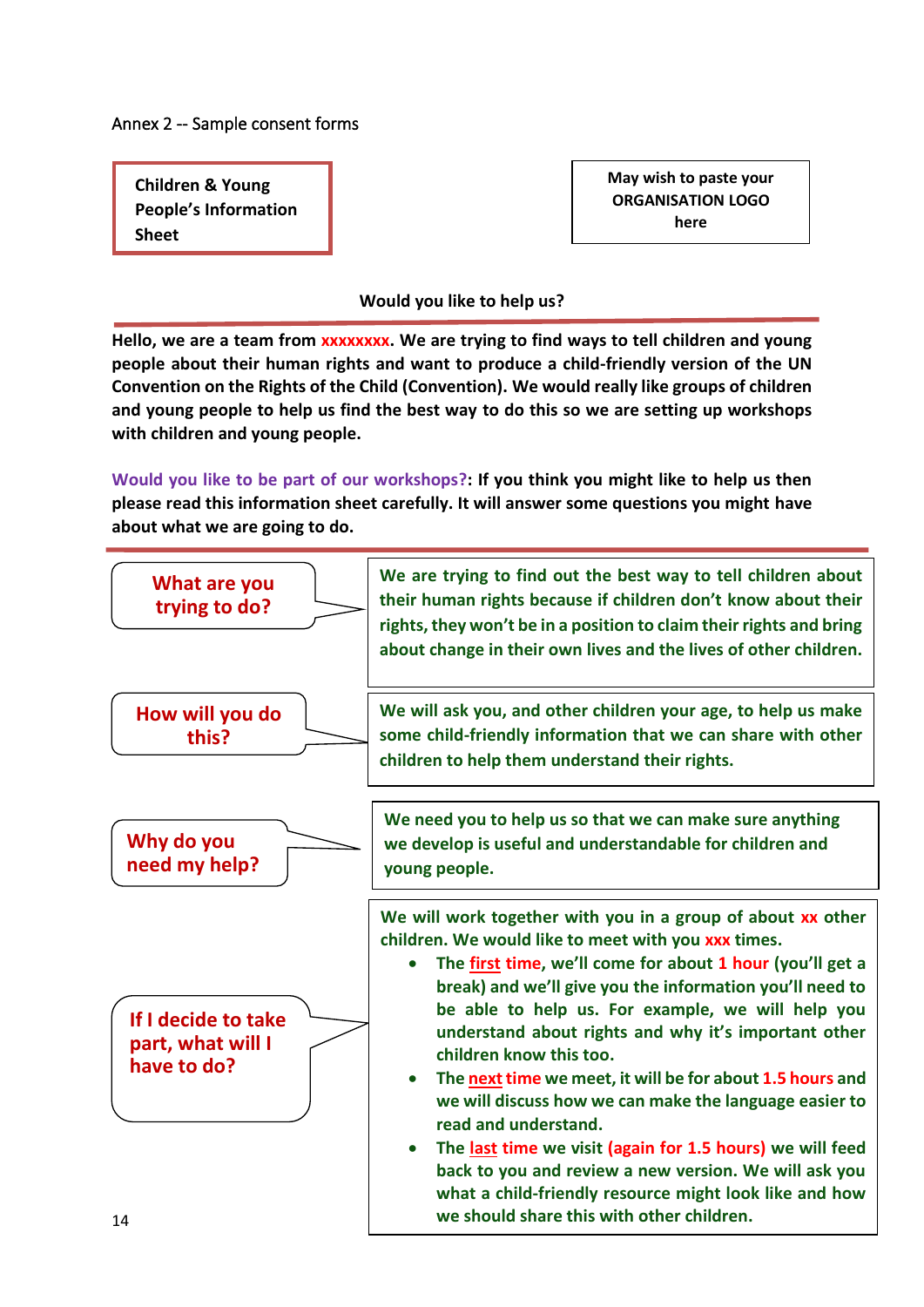Annex 2 -- Sample consent forms

**Children & Young People's Information Sheet**

**May wish to paste your ORGANISATION LOGO here**

**Would you like to help us?**

**Hello, we are a team from xxxxxxxx. We are trying to find ways to tell children and young people about their human rights and want to produce a child-friendly version of the UN Convention on the Rights of the Child (Convention). We would really like groups of children and young people to help us find the best way to do this so we are setting up workshops with children and young people.**

**Would you like to be part of our workshops?: If you think you might like to help us then please read this information sheet carefully. It will answer some questions you might have about what we are going to do.**

### What are you trying to do?

**We are trying to find out the best way to tell children about their human rights because if children don't know about their rights, they won't be in a position to claim their rights and bring about change in their own lives and the lives of other children.**

### How will you do this?

**We will ask you, and other children your age, to help us make some child-friendly information that we can share with other children to help them understand their rights.**

### Why do you need my help?

**We need you to help us so that we can make sure anything we develop is useful and understandable for children and young people.**

### If I decide to take part, what will I have to do?

**We will work together with you in a group of about xx other children. We would like to meet with you xxx times.**

- **The first time, we'll come for about 1 hour (you'll get a break) and we'll give you the information you'll need to be able to help us. For example, we will help you understand about rights and why it's important other children know this too.**
- **The next time we meet, it will be for about 1.5 hours and we will discuss how we can make the language easier to read and understand.**
- **The last time we visit (again for 1.5 hours) we will feed back to you and review a new version. We will ask you what a child-friendly resource might look like and how we should share this with other children.**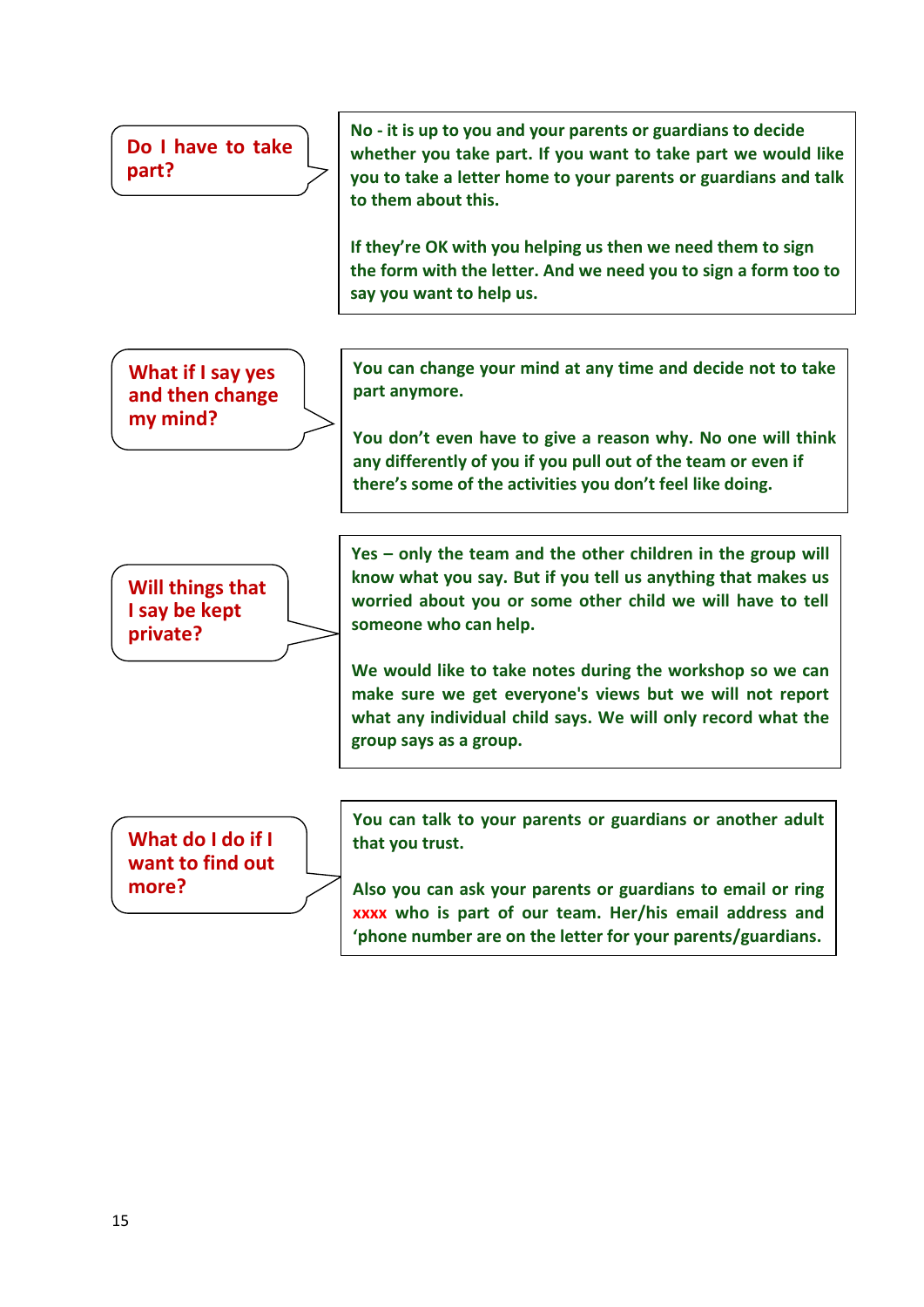**Do I have to take part?**

No - it is up to you and your parents or guardians to decide whether you take part. If you want to take part we would like you to take a letter home to your parents or guardians and talk to them about this.

If they're OK with you helping us then we need them to sign the form with the letter. And we need you to sign a form too to say you want to help us.

**What if I say yes and then change my mind?**

You can change your mind at any time and decide not to take part anymore.

You don't even have to give a reason why. No one will think any differently of you if you pull out of the team or even if there's some of the activities you don't feel like doing.

**Will things that I say be kept private?**

Yes – only the team and the other children in the group will know what you say. But if you tell us anything that makes us worried about you or some other child we will have to tell someone who can help.

We would like to take notes during the workshop so we can make sure we get everyone's views but we will not report what any individual child says. We will only record what the group says as a group.

**What do I do if I want to find out more?**

You can talk to your parents or guardians or another adult that you trust.

Also you can ask your parents or guardians to email or ring xxxx who is part of our team. Her/his email address and 'phone number are on the letter for your parents/guardians.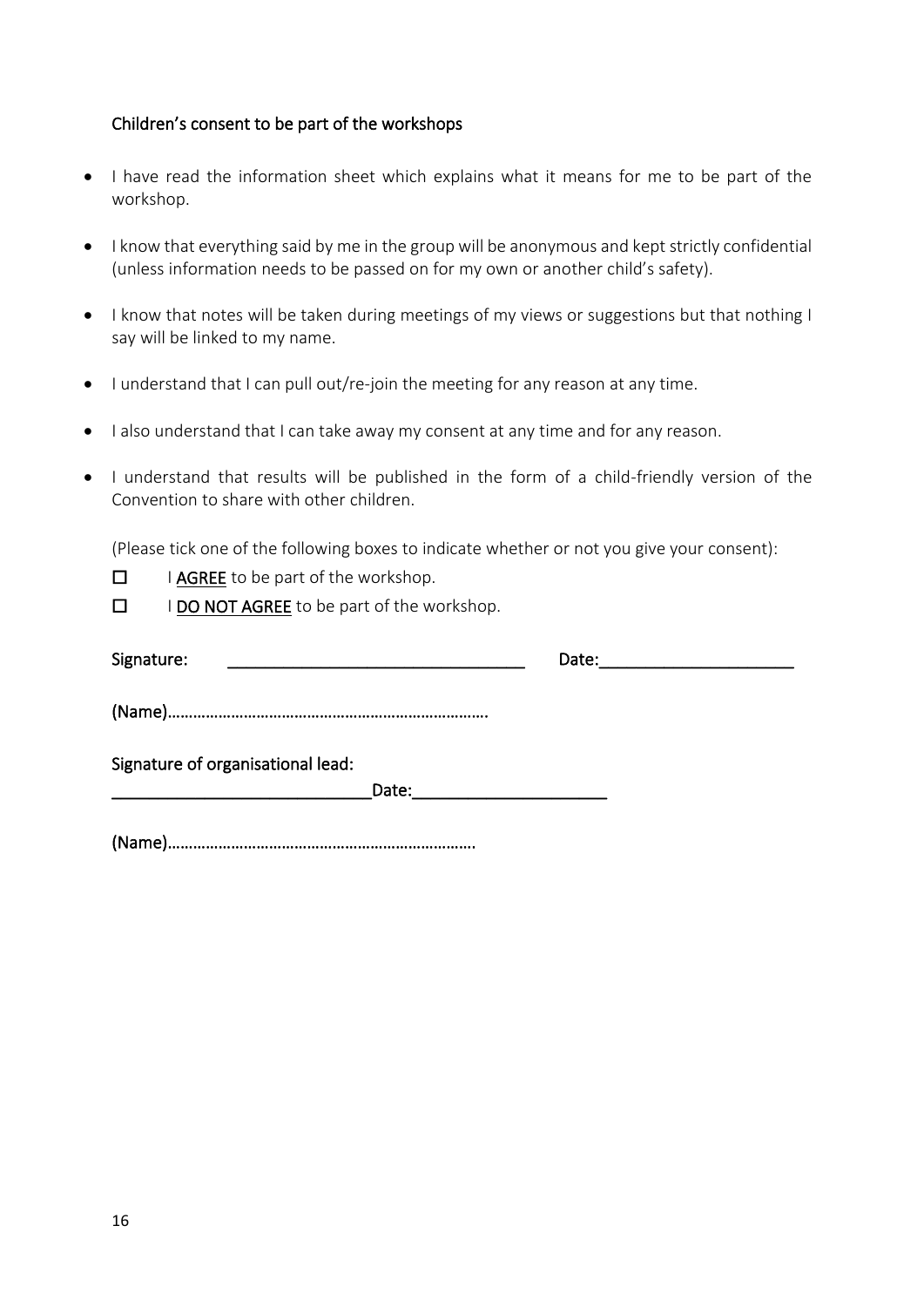## Children's consent to be part of the workshops

- I have read the information sheet which explains what it means for me to be part of the workshop.
- I know that everything said by me in the group will be anonymous and kept strictly confidential (unless information needs to be passed on for my own or another child's safety).
- I know that notes will be taken during meetings of my views or suggestions but that nothing I say will be linked to my name.
- I understand that I can pull out/re-join the meeting for any reason at any time.
- I also understand that I can take away my consent at any time and for any reason.
- I understand that results will be published in the form of a child-friendly version of the Convention to share with other children.

(Please tick one of the following boxes to indicate whether or not you give your consent):

- ☐ I **AGREE** to be part of the workshop.
- ☐ I **DO NOT AGREE** to be part of the workshop.

Signature: ______________________________ Date:____________________

(Name)……………………………………………………………….

Signature of organisational lead:

___________________________Date:____________________

(Name)…………………………………………………………….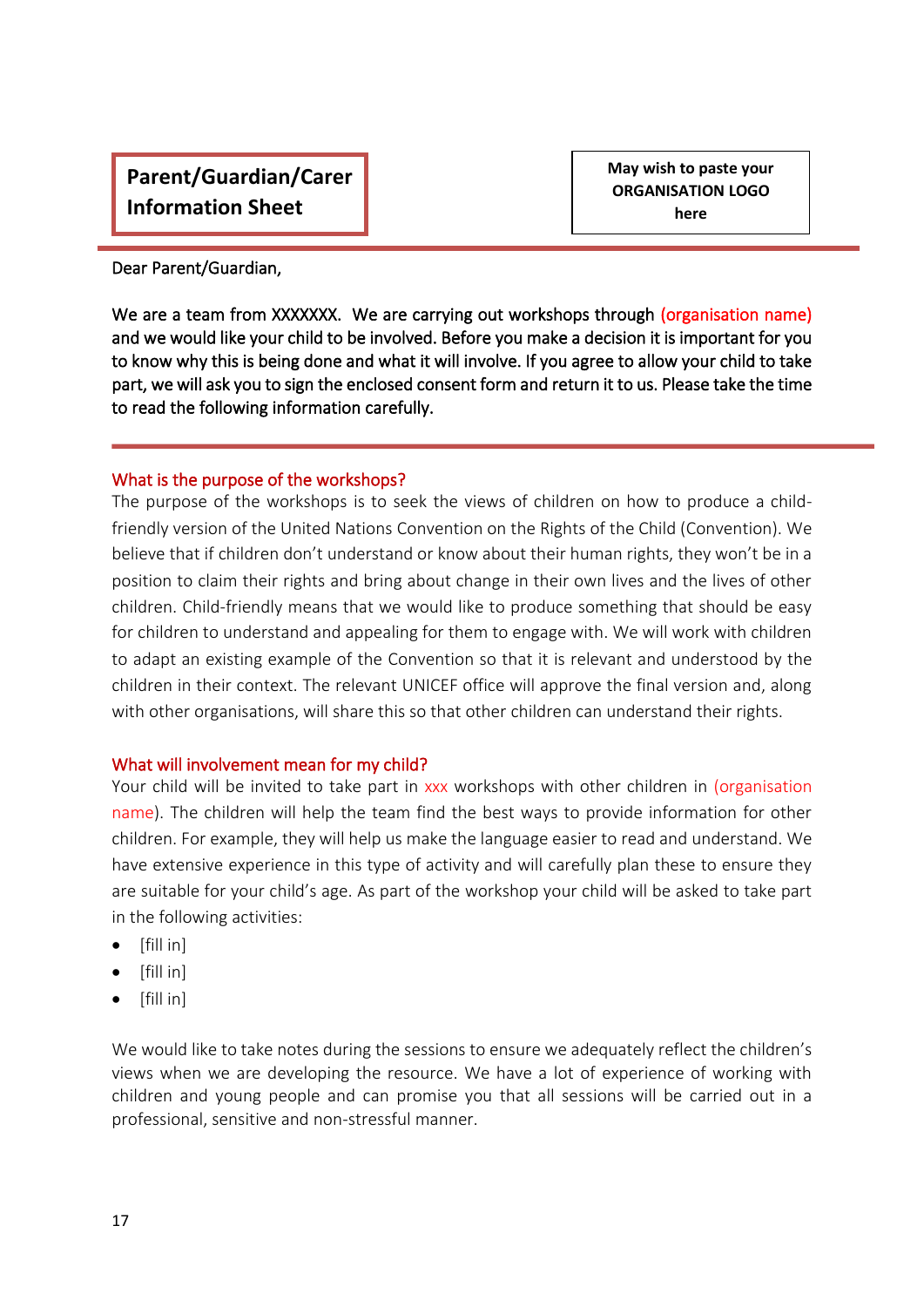**Parent/Guardian/Carer Information Sheet**

May wish to paste your ORGANISATION LOGO here

Dear Parent/Guardian,

We are a team from XXXXXXX. We are carrying out workshops through (organisation name) and we would like your child to be involved. Before you make a decision it is important for you to know why this is being done and what it will involve. If you agree to allow your child to take part, we will ask you to sign the enclosed consent form and return it to us. Please take the time to read the following information carefully.

### What is the purpose of the workshops?

The purpose of the workshops is to seek the views of children on how to produce a child-friendly version of the United Nations Convention on the Rights of the Child (Convention). We believe that if children don't understand or know about their human rights, they won't be in a position to claim their rights and bring about change in their own lives and the lives of other children. Child-friendly means that we would like to produce something that should be easy for children to understand and appealing for them to engage with. We will work with children to adapt an existing example of the Convention so that it is relevant and understood by the children in their context. The relevant UNICEF office will approve the final version and, along with other organisations, will share this so that other children can understand their rights.

### What will involvement mean for my child?

Your child will be invited to take part in xxx workshops with other children in (organisation name). The children will help the team find the best ways to provide information for other children. For example, they will help us make the language easier to read and understand. We have extensive experience in this type of activity and will carefully plan these to ensure they are suitable for your child's age. As part of the workshop your child will be asked to take part in the following activities:

- [fill in]
- [fill in]
- [fill in]

We would like to take notes during the sessions to ensure we adequately reflect the children's views when we are developing the resource. We have a lot of experience of working with children and young people and can promise you that all sessions will be carried out in a professional, sensitive and non-stressful manner.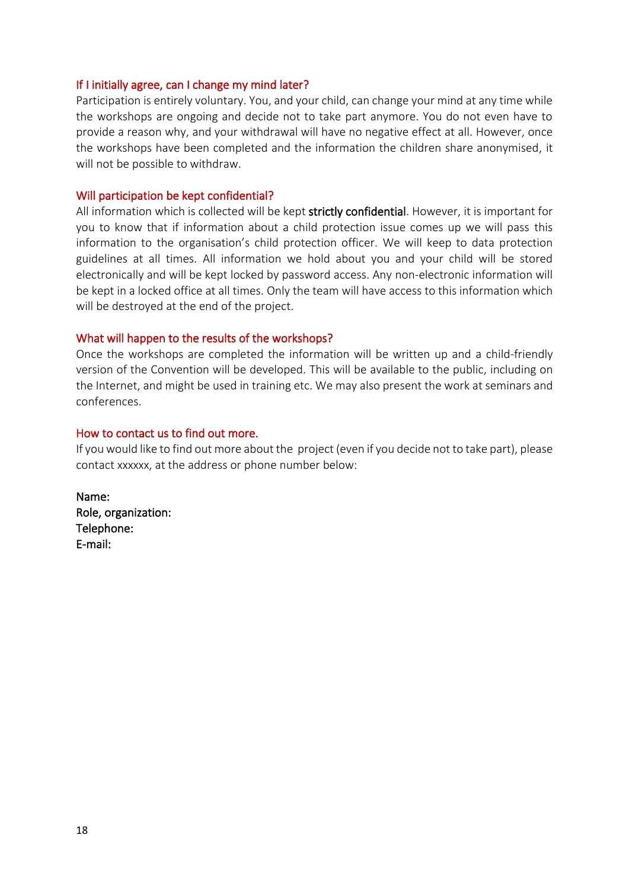### If I initially agree, can I change my mind later?

Participation is entirely voluntary. You, and your child, can change your mind at any time while the workshops are ongoing and decide not to take part anymore. You do not even have to provide a reason why, and your withdrawal will have no negative effect at all. However, once the workshops have been completed and the information the children share anonymised, it will not be possible to withdraw.

### Will participation be kept confidential?

All information which is collected will be kept **strictly confidential**. However, it is important for you to know that if information about a child protection issue comes up we will pass this information to the organisation's child protection officer. We will keep to data protection guidelines at all times. All information we hold about you and your child will be stored electronically and will be kept locked by password access. Any non-electronic information will be kept in a locked office at all times. Only the team will have access to this information which will be destroyed at the end of the project.

### What will happen to the results of the workshops?

Once the workshops are completed the information will be written up and a child-friendly version of the Convention will be developed. This will be available to the public, including on the Internet, and might be used in training etc. We may also present the work at seminars and conferences.

### How to contact us to find out more.

If you would like to find out more about the project (even if you decide not to take part), please contact xxxxxx, at the address or phone number below:

Name:
Role, organization:
Telephone:
E-mail: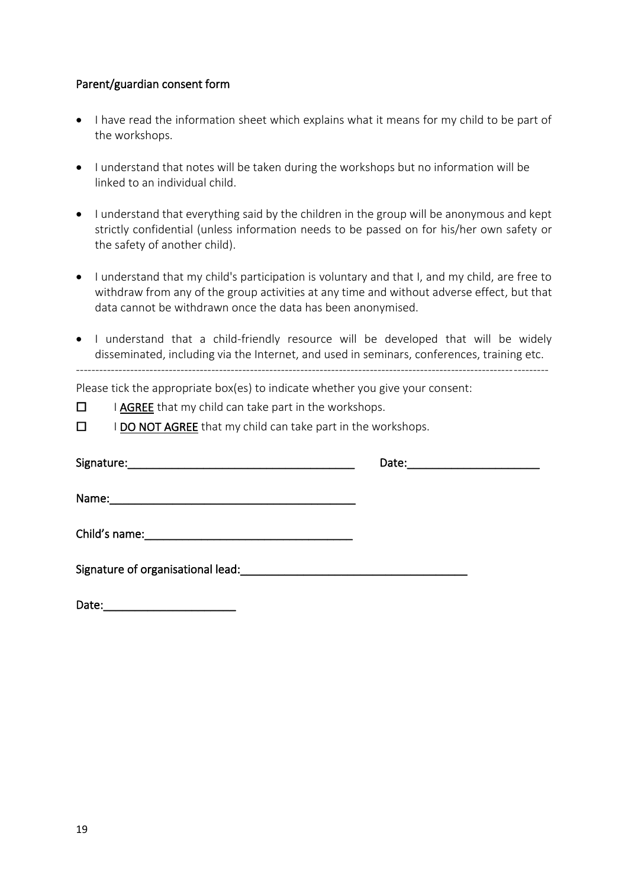## Parent/guardian consent form

- I have read the information sheet which explains what it means for my child to be part of the workshops.
- I understand that notes will be taken during the workshops but no information will be linked to an individual child.
- I understand that everything said by the children in the group will be anonymous and kept strictly confidential (unless information needs to be passed on for his/her own safety or the safety of another child).
- I understand that my child's participation is voluntary and that I, and my child, are free to withdraw from any of the group activities at any time and without adverse effect, but that data cannot be withdrawn once the data has been anonymised.
- I understand that a child-friendly resource will be developed that will be widely disseminated, including via the Internet, and used in seminars, conferences, training etc.

---

Please tick the appropriate box(es) to indicate whether you give your consent:

☐ I **AGREE** that my child can take part in the workshops.

☐ I **DO NOT AGREE** that my child can take part in the workshops.

**Signature:**\_\_\_\_\_\_\_\_\_\_\_\_\_\_\_\_\_\_\_\_\_\_\_\_\_\_\_\_\_\_\_\_\_\_\_ **Date:**\_\_\_\_\_\_\_\_\_\_\_\_\_\_\_\_\_\_\_\_

**Name:**\_\_\_\_\_\_\_\_\_\_\_\_\_\_\_\_\_\_\_\_\_\_\_\_\_\_\_\_\_\_\_\_\_\_\_\_\_\_

**Child's name:**\_\_\_\_\_\_\_\_\_\_\_\_\_\_\_\_\_\_\_\_\_\_\_\_\_\_\_\_\_\_\_\_

**Signature of organisational lead:**\_\_\_\_\_\_\_\_\_\_\_\_\_\_\_\_\_\_\_\_\_\_\_\_\_\_\_\_\_\_\_\_\_\_\_

**Date:**\_\_\_\_\_\_\_\_\_\_\_\_\_\_\_\_\_\_\_\_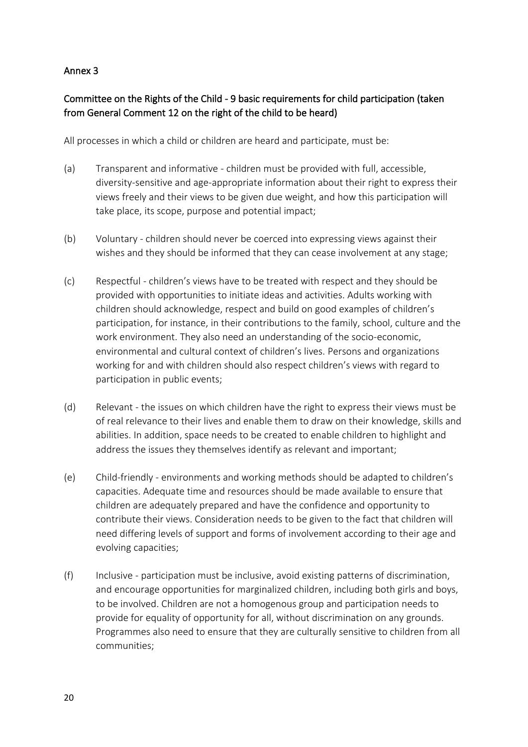## Annex 3

### Committee on the Rights of the Child - 9 basic requirements for child participation (taken from General Comment 12 on the right of the child to be heard)

All processes in which a child or children are heard and participate, must be:

(a) Transparent and informative - children must be provided with full, accessible, diversity-sensitive and age-appropriate information about their right to express their views freely and their views to be given due weight, and how this participation will take place, its scope, purpose and potential impact;

(b) Voluntary - children should never be coerced into expressing views against their wishes and they should be informed that they can cease involvement at any stage;

(c) Respectful - children's views have to be treated with respect and they should be provided with opportunities to initiate ideas and activities. Adults working with children should acknowledge, respect and build on good examples of children's participation, for instance, in their contributions to the family, school, culture and the work environment. They also need an understanding of the socio-economic, environmental and cultural context of children's lives. Persons and organizations working for and with children should also respect children's views with regard to participation in public events;

(d) Relevant - the issues on which children have the right to express their views must be of real relevance to their lives and enable them to draw on their knowledge, skills and abilities. In addition, space needs to be created to enable children to highlight and address the issues they themselves identify as relevant and important;

(e) Child-friendly - environments and working methods should be adapted to children's capacities. Adequate time and resources should be made available to ensure that children are adequately prepared and have the confidence and opportunity to contribute their views. Consideration needs to be given to the fact that children will need differing levels of support and forms of involvement according to their age and evolving capacities;

(f) Inclusive - participation must be inclusive, avoid existing patterns of discrimination, and encourage opportunities for marginalized children, including both girls and boys, to be involved. Children are not a homogenous group and participation needs to provide for equality of opportunity for all, without discrimination on any grounds. Programmes also need to ensure that they are culturally sensitive to children from all communities;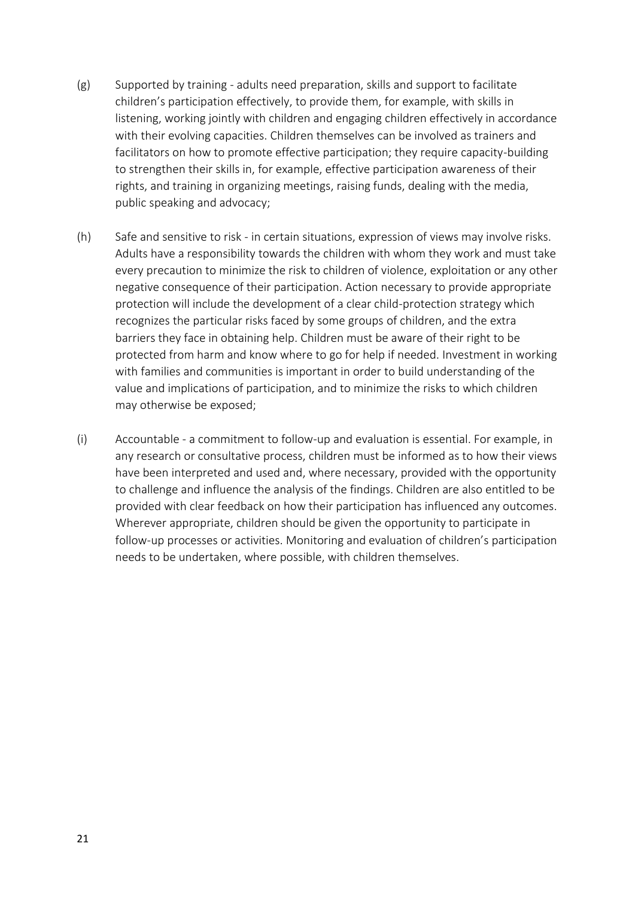(g) Supported by training - adults need preparation, skills and support to facilitate children's participation effectively, to provide them, for example, with skills in listening, working jointly with children and engaging children effectively in accordance with their evolving capacities. Children themselves can be involved as trainers and facilitators on how to promote effective participation; they require capacity-building to strengthen their skills in, for example, effective participation awareness of their rights, and training in organizing meetings, raising funds, dealing with the media, public speaking and advocacy;

(h) Safe and sensitive to risk - in certain situations, expression of views may involve risks. Adults have a responsibility towards the children with whom they work and must take every precaution to minimize the risk to children of violence, exploitation or any other negative consequence of their participation. Action necessary to provide appropriate protection will include the development of a clear child-protection strategy which recognizes the particular risks faced by some groups of children, and the extra barriers they face in obtaining help. Children must be aware of their right to be protected from harm and know where to go for help if needed. Investment in working with families and communities is important in order to build understanding of the value and implications of participation, and to minimize the risks to which children may otherwise be exposed;

(i) Accountable - a commitment to follow-up and evaluation is essential. For example, in any research or consultative process, children must be informed as to how their views have been interpreted and used and, where necessary, provided with the opportunity to challenge and influence the analysis of the findings. Children are also entitled to be provided with clear feedback on how their participation has influenced any outcomes. Wherever appropriate, children should be given the opportunity to participate in follow-up processes or activities. Monitoring and evaluation of children's participation needs to be undertaken, where possible, with children themselves.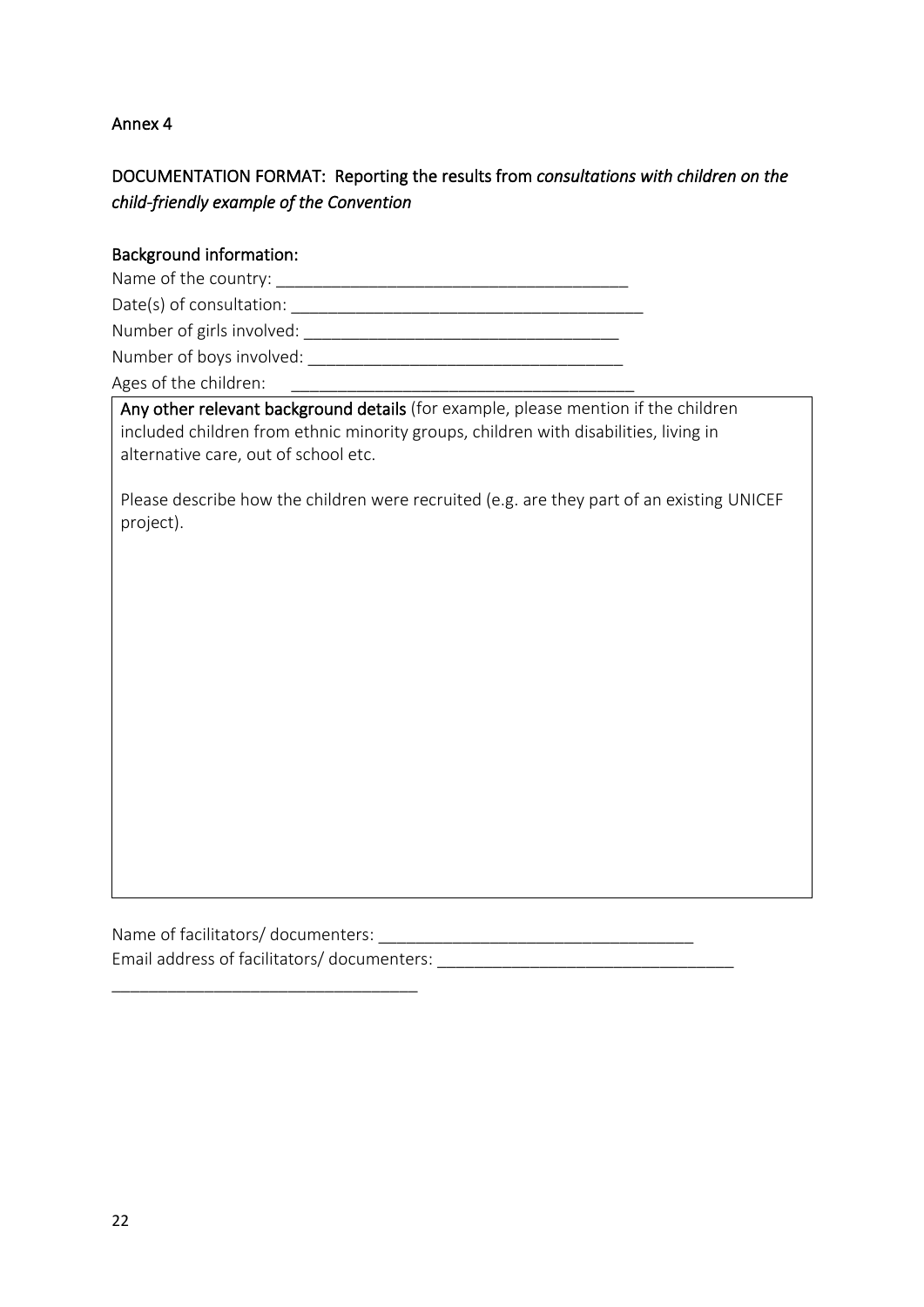Annex 4

## DOCUMENTATION FORMAT: Reporting the results from *consultations with children on the child-friendly example of the Convention*

### Background information:

Name of the country: ______________________________________

Date(s) of consultation: ______________________________________

Number of girls involved: __________________________________

Number of boys involved: __________________________________

Ages of the children: ______________________________________

**Any other relevant background details** (for example, please mention if the children included children from ethnic minority groups, children with disabilities, living in alternative care, out of school etc.

Please describe how the children were recruited (e.g. are they part of an existing UNICEF project).

Name of facilitators/ documenters: __________________________________

Email address of facilitators/ documenters: ________________________________

_________________________________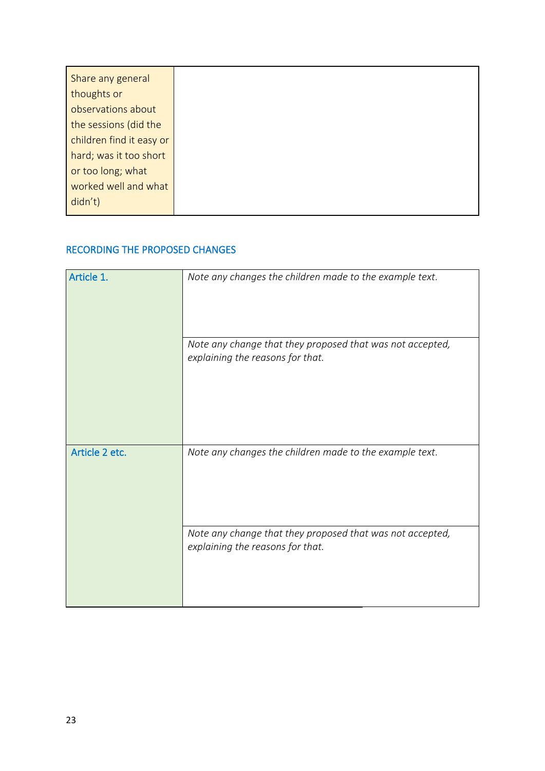| Share any general thoughts or observations about the sessions (did the children find it easy or hard; was it too short or too long; what worked well and what didn't) | |
|---|---|

## RECORDING THE PROPOSED CHANGES

| Article 1. | *Note any changes the children made to the example text.* |
|---|---|
| | *Note any change that they proposed that was not accepted, explaining the reasons for that.* |
| Article 2 etc. | *Note any changes the children made to the example text.* |
| | *Note any change that they proposed that was not accepted, explaining the reasons for that.* |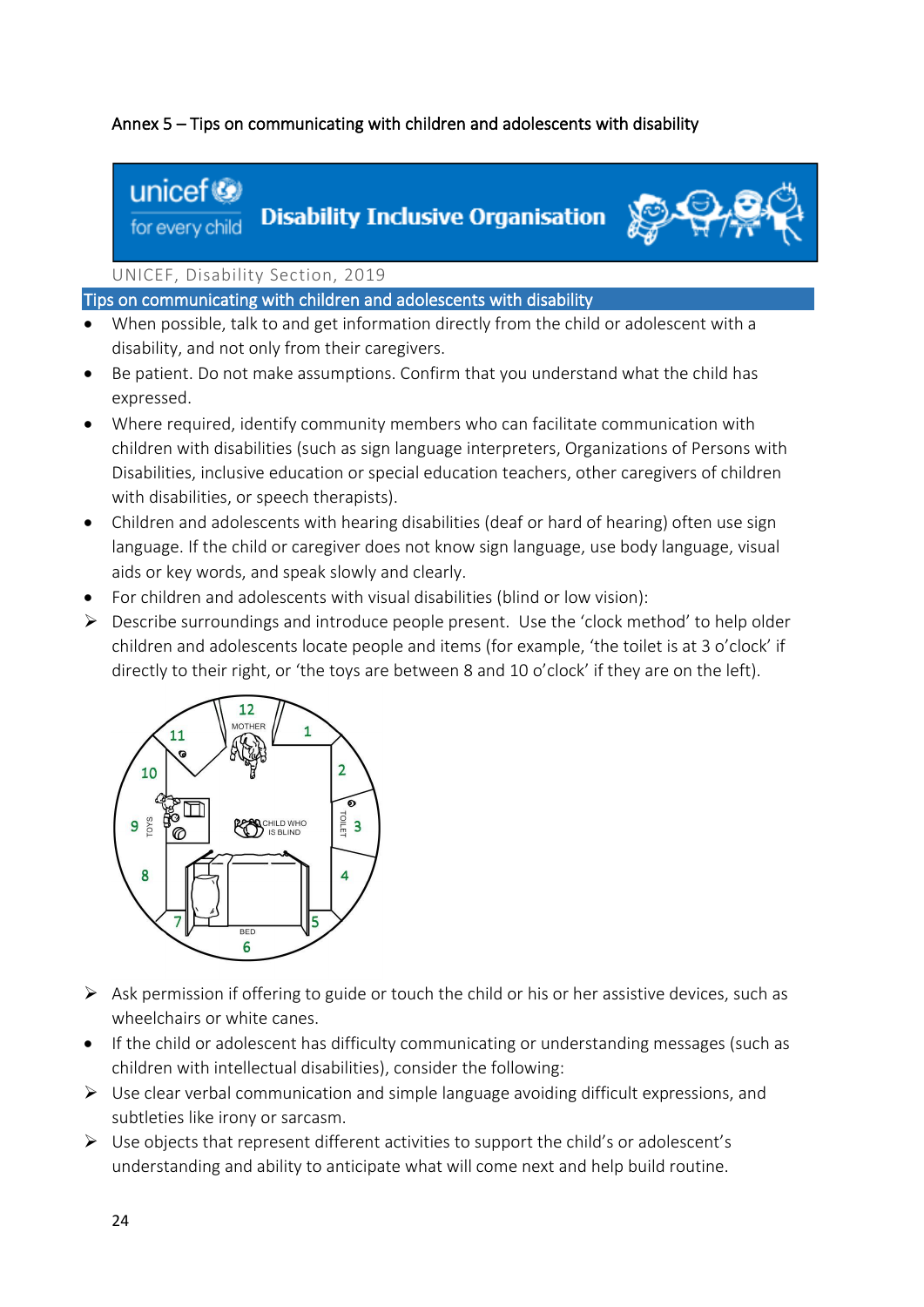Annex 5 – Tips on communicating with children and adolescents with disability

unicef for every child **Disability Inclusive Organisation**

UNICEF, Disability Section, 2019

## Tips on communicating with children and adolescents with disability

- When possible, talk to and get information directly from the child or adolescent with a disability, and not only from their caregivers.
- Be patient. Do not make assumptions. Confirm that you understand what the child has expressed.
- Where required, identify community members who can facilitate communication with children with disabilities (such as sign language interpreters, Organizations of Persons with Disabilities, inclusive education or special education teachers, other caregivers of children with disabilities, or speech therapists).
- Children and adolescents with hearing disabilities (deaf or hard of hearing) often use sign language. If the child or caregiver does not know sign language, use body language, visual aids or key words, and speak slowly and clearly.
- For children and adolescents with visual disabilities (blind or low vision):
   - Describe surroundings and introduce people present. Use the 'clock method' to help older children and adolescents locate people and items (for example, 'the toilet is at 3 o'clock' if directly to their right, or 'the toys are between 8 and 10 o'clock' if they are on the left).
   - Ask permission if offering to guide or touch the child or his or her assistive devices, such as wheelchairs or white canes.
- If the child or adolescent has difficulty communicating or understanding messages (such as children with intellectual disabilities), consider the following:
   - Use clear verbal communication and simple language avoiding difficult expressions, and subtleties like irony or sarcasm.
   - Use objects that represent different activities to support the child's or adolescent's understanding and ability to anticipate what will come next and help build routine.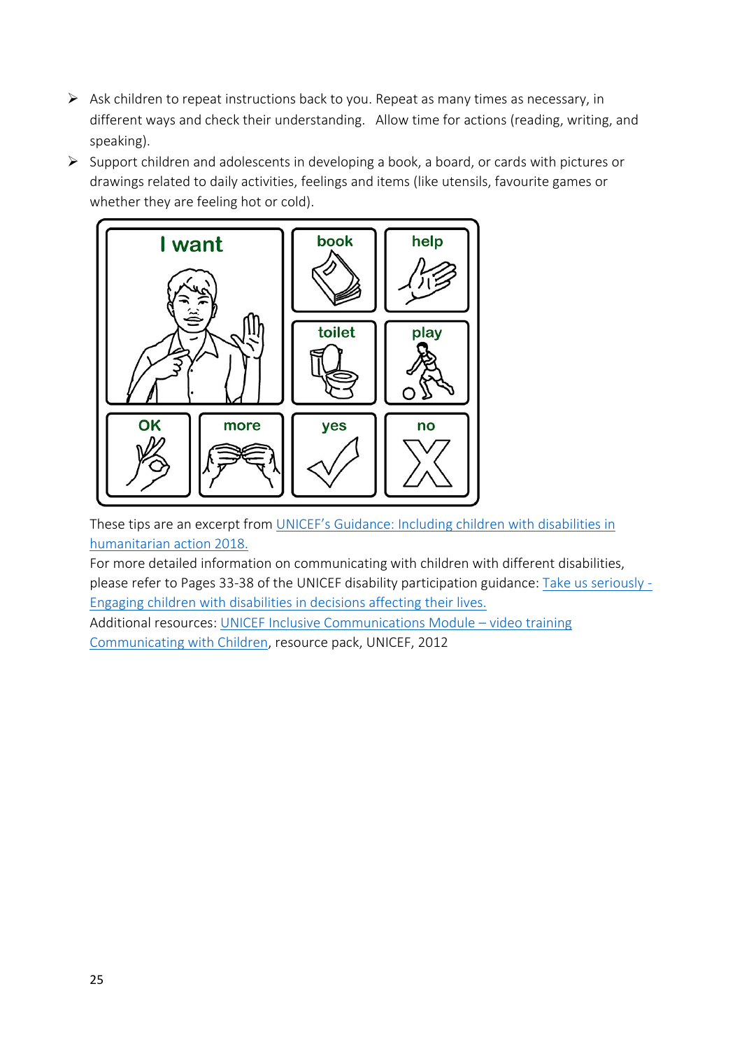- Ask children to repeat instructions back to you. Repeat as many times as necessary, in different ways and check their understanding. Allow time for actions (reading, writing, and speaking).
- Support children and adolescents in developing a book, a board, or cards with pictures or drawings related to daily activities, feelings and items (like utensils, favourite games or whether they are feeling hot or cold).

These tips are an excerpt from [UNICEF's Guidance: Including children with disabilities in humanitarian action 2018.]()

For more detailed information on communicating with children with different disabilities, please refer to Pages 33-38 of the UNICEF disability participation guidance: [Take us seriously - Engaging children with disabilities in decisions affecting their lives.]()

Additional resources: [UNICEF Inclusive Communications Module – video training]()
[Communicating with Children](), resource pack, UNICEF, 2012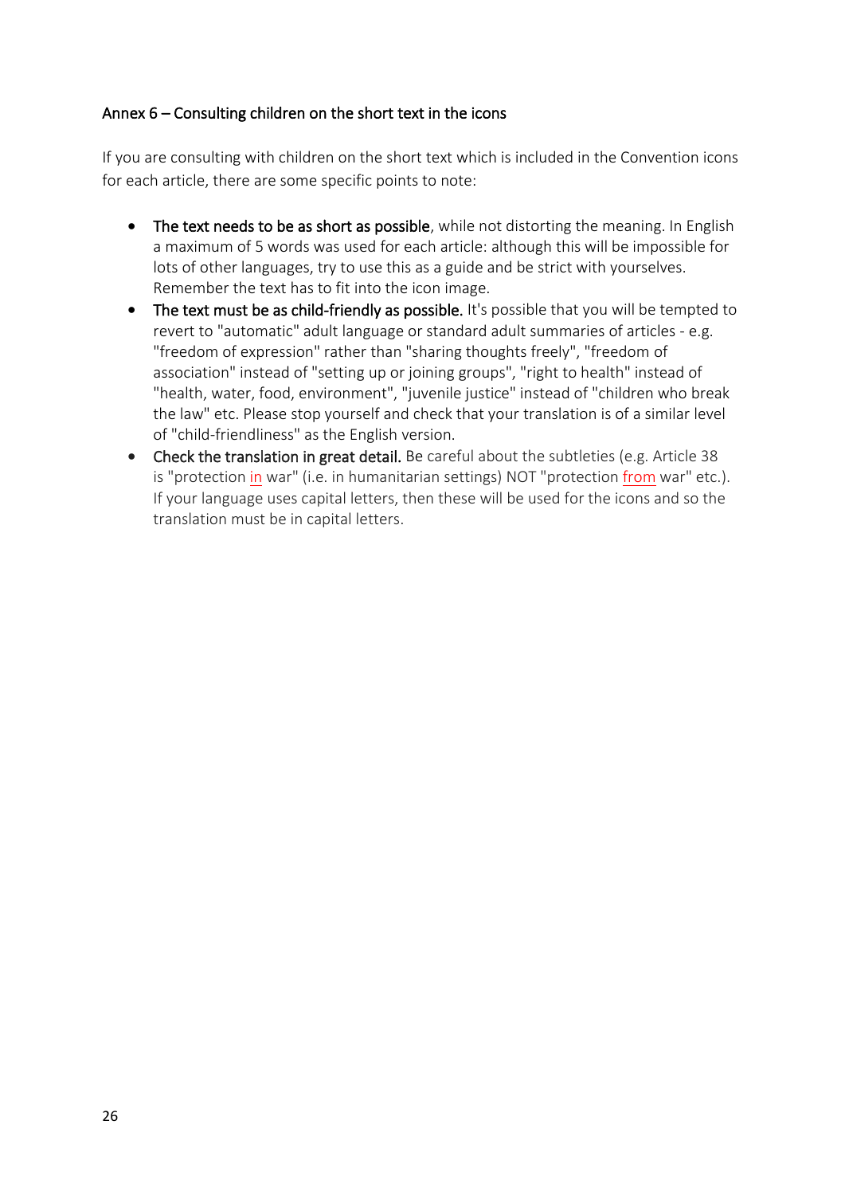## Annex 6 – Consulting children on the short text in the icons

If you are consulting with children on the short text which is included in the Convention icons for each article, there are some specific points to note:

- **The text needs to be as short as possible**, while not distorting the meaning. In English a maximum of 5 words was used for each article: although this will be impossible for lots of other languages, try to use this as a guide and be strict with yourselves. Remember the text has to fit into the icon image.
- **The text must be as child-friendly as possible.** It's possible that you will be tempted to revert to "automatic" adult language or standard adult summaries of articles - e.g. "freedom of expression" rather than "sharing thoughts freely", "freedom of association" instead of "setting up or joining groups", "right to health" instead of "health, water, food, environment", "juvenile justice" instead of "children who break the law" etc. Please stop yourself and check that your translation is of a similar level of "child-friendliness" as the English version.
- **Check the translation in great detail.** Be careful about the subtleties (e.g. Article 38 is "protection in war" (i.e. in humanitarian settings) NOT "protection from war" etc.). If your language uses capital letters, then these will be used for the icons and so the translation must be in capital letters.